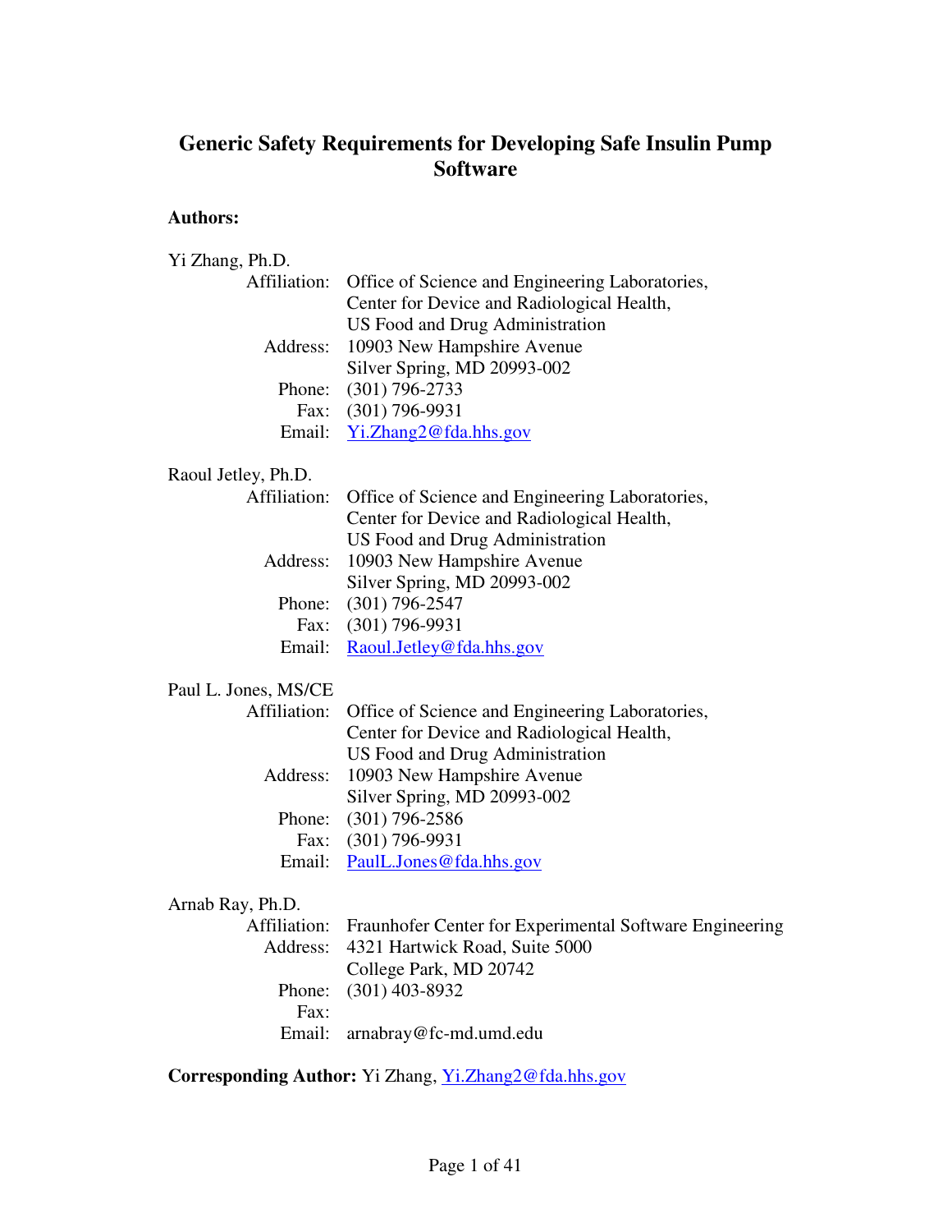# Generic Safety Requirements for Developing Safe Insulin Pump Software

**Authors:**

Yi Zhang, Ph.D.

Affiliation: Office of Science and Engineering Laboratories, Center for Device and Radiological Health, US Food and Drug Administration
Address: 10903 New Hampshire Avenue Silver Spring, MD 20993-002
Phone: (301) 796-2733
Fax: (301) 796-9931
Email: Yi.Zhang2@fda.hhs.gov

Raoul Jetley, Ph.D.

Affiliation: Office of Science and Engineering Laboratories, Center for Device and Radiological Health, US Food and Drug Administration
Address: 10903 New Hampshire Avenue Silver Spring, MD 20993-002
Phone: (301) 796-2547
Fax: (301) 796-9931
Email: Raoul.Jetley@fda.hhs.gov

Paul L. Jones, MS/CE

Affiliation: Office of Science and Engineering Laboratories, Center for Device and Radiological Health, US Food and Drug Administration
Address: 10903 New Hampshire Avenue Silver Spring, MD 20993-002
Phone: (301) 796-2586
Fax: (301) 796-9931
Email: PaulL.Jones@fda.hhs.gov

Arnab Ray, Ph.D.

Affiliation: Fraunhofer Center for Experimental Software Engineering
Address: 4321 Hartwick Road, Suite 5000 College Park, MD 20742
Phone: (301) 403-8932
Fax:
Email: arnabray@fc-md.umd.edu

**Corresponding Author:** Yi Zhang, Yi.Zhang2@fda.hhs.gov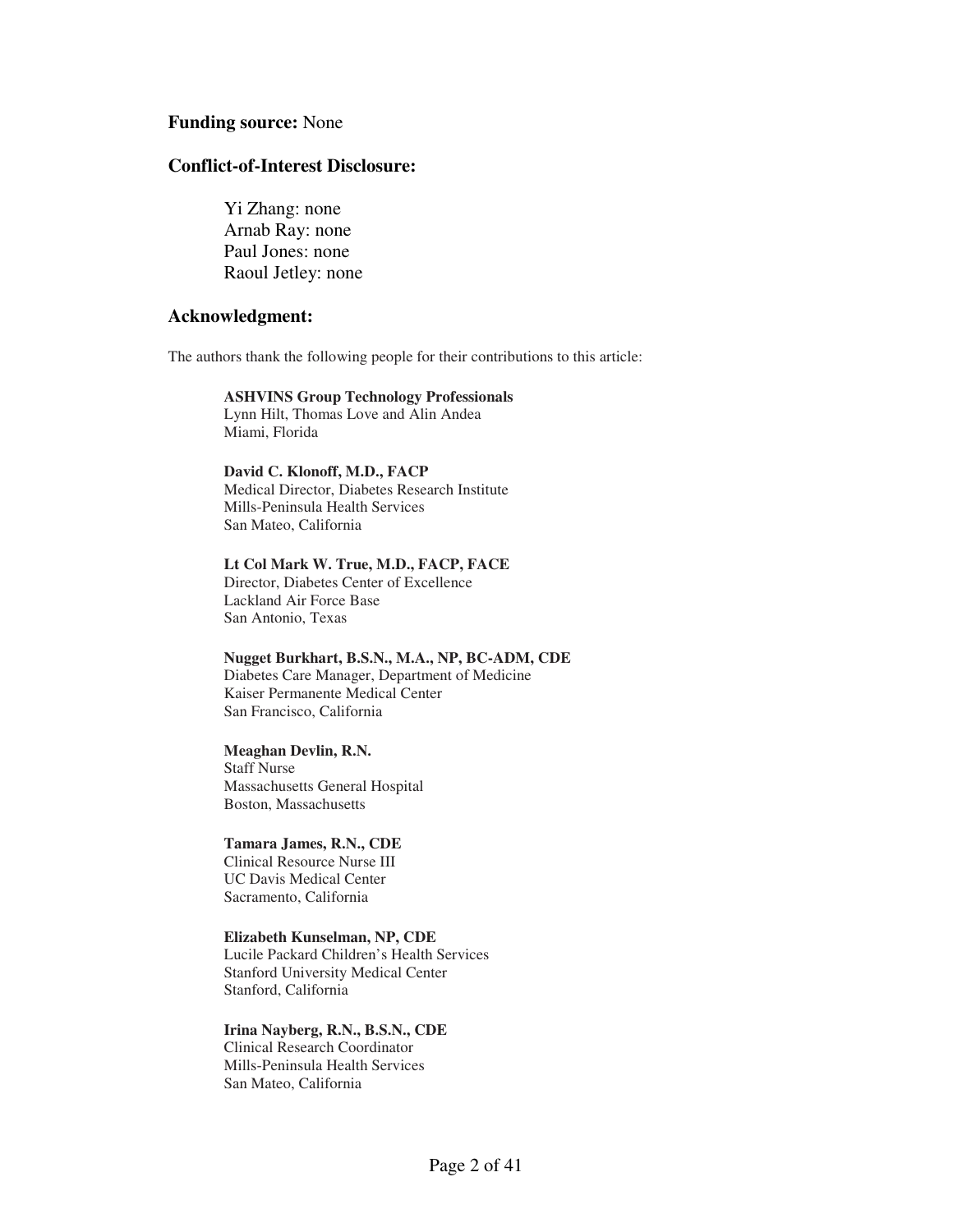**Funding source:** None

**Conflict-of-Interest Disclosure:**

Yi Zhang: none
Arnab Ray: none
Paul Jones: none
Raoul Jetley: none

**Acknowledgment:**

The authors thank the following people for their contributions to this article:

**ASHVINS Group Technology Professionals**
Lynn Hilt, Thomas Love and Alin Andea
Miami, Florida

**David C. Klonoff, M.D., FACP**
Medical Director, Diabetes Research Institute
Mills-Peninsula Health Services
San Mateo, California

**Lt Col Mark W. True, M.D., FACP, FACE**
Director, Diabetes Center of Excellence
Lackland Air Force Base
San Antonio, Texas

**Nugget Burkhart, B.S.N., M.A., NP, BC-ADM, CDE**
Diabetes Care Manager, Department of Medicine
Kaiser Permanente Medical Center
San Francisco, California

**Meaghan Devlin, R.N.**
Staff Nurse
Massachusetts General Hospital
Boston, Massachusetts

**Tamara James, R.N., CDE**
Clinical Resource Nurse III
UC Davis Medical Center
Sacramento, California

**Elizabeth Kunselman, NP, CDE**
Lucile Packard Children's Health Services
Stanford University Medical Center
Stanford, California

**Irina Nayberg, R.N., B.S.N., CDE**
Clinical Research Coordinator
Mills-Peninsula Health Services
San Mateo, California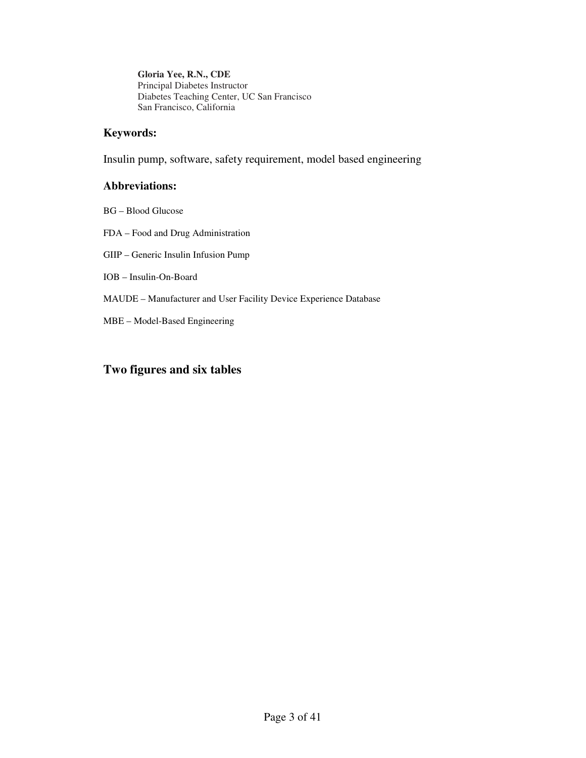**Gloria Yee, R.N., CDE**
Principal Diabetes Instructor
Diabetes Teaching Center, UC San Francisco
San Francisco, California

### Keywords:

Insulin pump, software, safety requirement, model based engineering

### Abbreviations:

BG – Blood Glucose

FDA – Food and Drug Administration

GIIP – Generic Insulin Infusion Pump

IOB – Insulin-On-Board

MAUDE – Manufacturer and User Facility Device Experience Database

MBE – Model-Based Engineering

## Two figures and six tables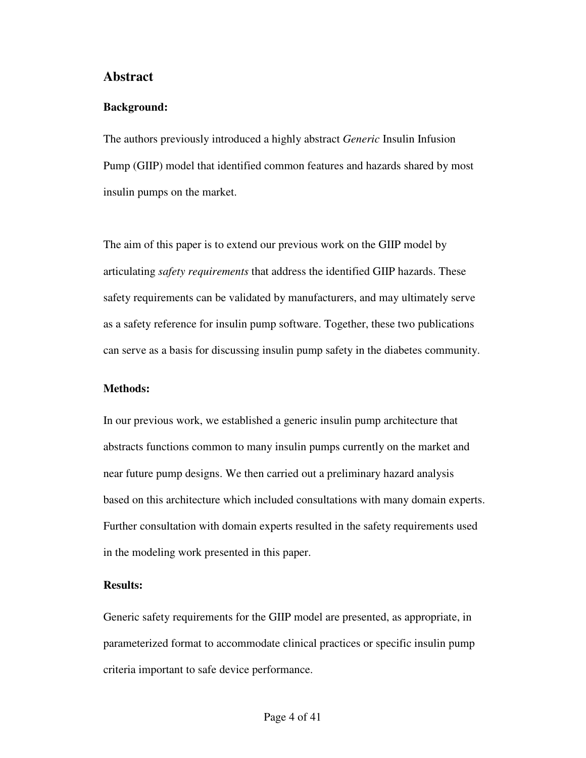## Abstract

### Background:

The authors previously introduced a highly abstract *Generic* Insulin Infusion Pump (GIIP) model that identified common features and hazards shared by most insulin pumps on the market.

The aim of this paper is to extend our previous work on the GIIP model by articulating *safety requirements* that address the identified GIIP hazards. These safety requirements can be validated by manufacturers, and may ultimately serve as a safety reference for insulin pump software. Together, these two publications can serve as a basis for discussing insulin pump safety in the diabetes community.

### Methods:

In our previous work, we established a generic insulin pump architecture that abstracts functions common to many insulin pumps currently on the market and near future pump designs. We then carried out a preliminary hazard analysis based on this architecture which included consultations with many domain experts. Further consultation with domain experts resulted in the safety requirements used in the modeling work presented in this paper.

### Results:

Generic safety requirements for the GIIP model are presented, as appropriate, in parameterized format to accommodate clinical practices or specific insulin pump criteria important to safe device performance.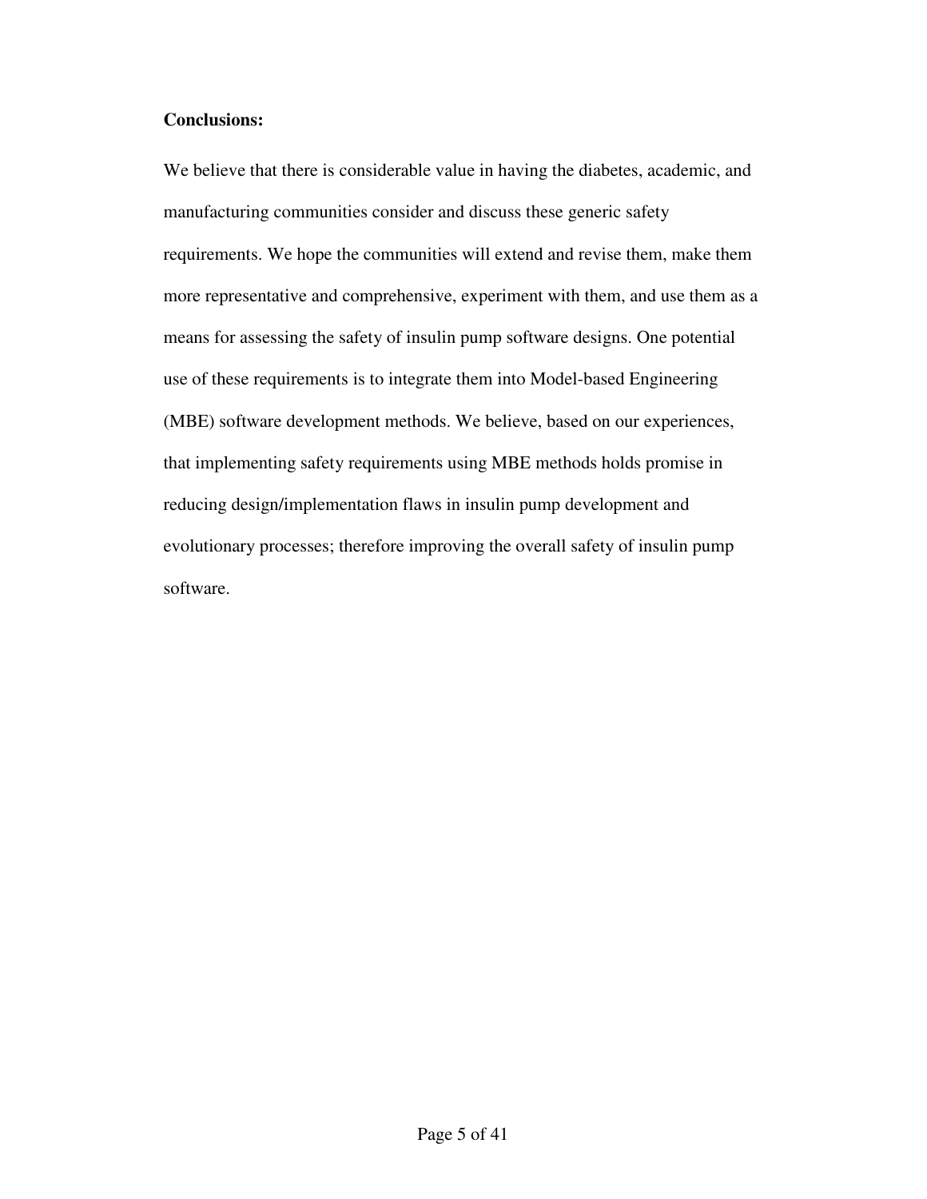**Conclusions:**

We believe that there is considerable value in having the diabetes, academic, and manufacturing communities consider and discuss these generic safety requirements. We hope the communities will extend and revise them, make them more representative and comprehensive, experiment with them, and use them as a means for assessing the safety of insulin pump software designs. One potential use of these requirements is to integrate them into Model-based Engineering (MBE) software development methods. We believe, based on our experiences, that implementing safety requirements using MBE methods holds promise in reducing design/implementation flaws in insulin pump development and evolutionary processes; therefore improving the overall safety of insulin pump software.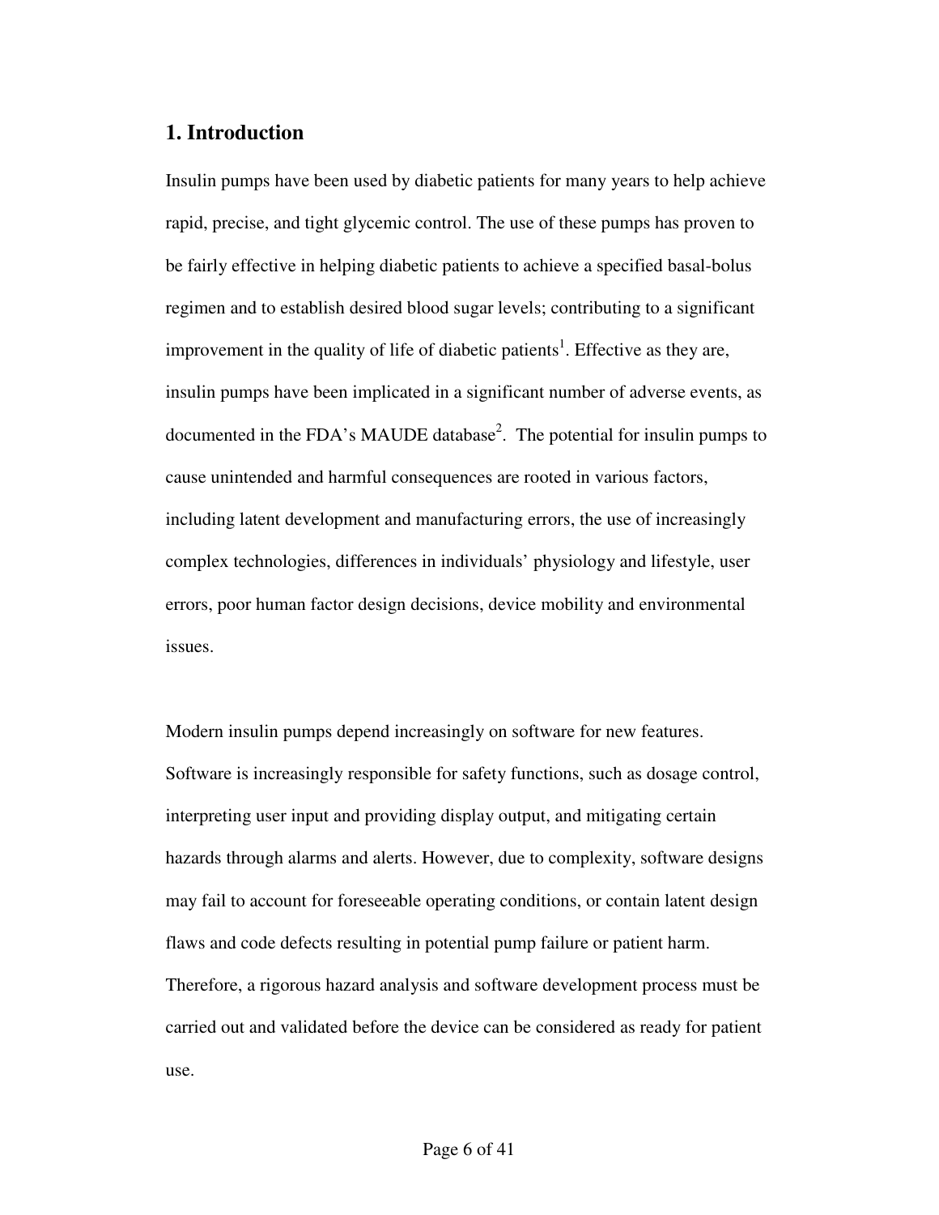## 1. Introduction

Insulin pumps have been used by diabetic patients for many years to help achieve rapid, precise, and tight glycemic control. The use of these pumps has proven to be fairly effective in helping diabetic patients to achieve a specified basal-bolus regimen and to establish desired blood sugar levels; contributing to a significant improvement in the quality of life of diabetic patients[1]. Effective as they are, insulin pumps have been implicated in a significant number of adverse events, as documented in the FDA's MAUDE database[2]. The potential for insulin pumps to cause unintended and harmful consequences are rooted in various factors, including latent development and manufacturing errors, the use of increasingly complex technologies, differences in individuals' physiology and lifestyle, user errors, poor human factor design decisions, device mobility and environmental issues.

Modern insulin pumps depend increasingly on software for new features. Software is increasingly responsible for safety functions, such as dosage control, interpreting user input and providing display output, and mitigating certain hazards through alarms and alerts. However, due to complexity, software designs may fail to account for foreseeable operating conditions, or contain latent design flaws and code defects resulting in potential pump failure or patient harm. Therefore, a rigorous hazard analysis and software development process must be carried out and validated before the device can be considered as ready for patient use.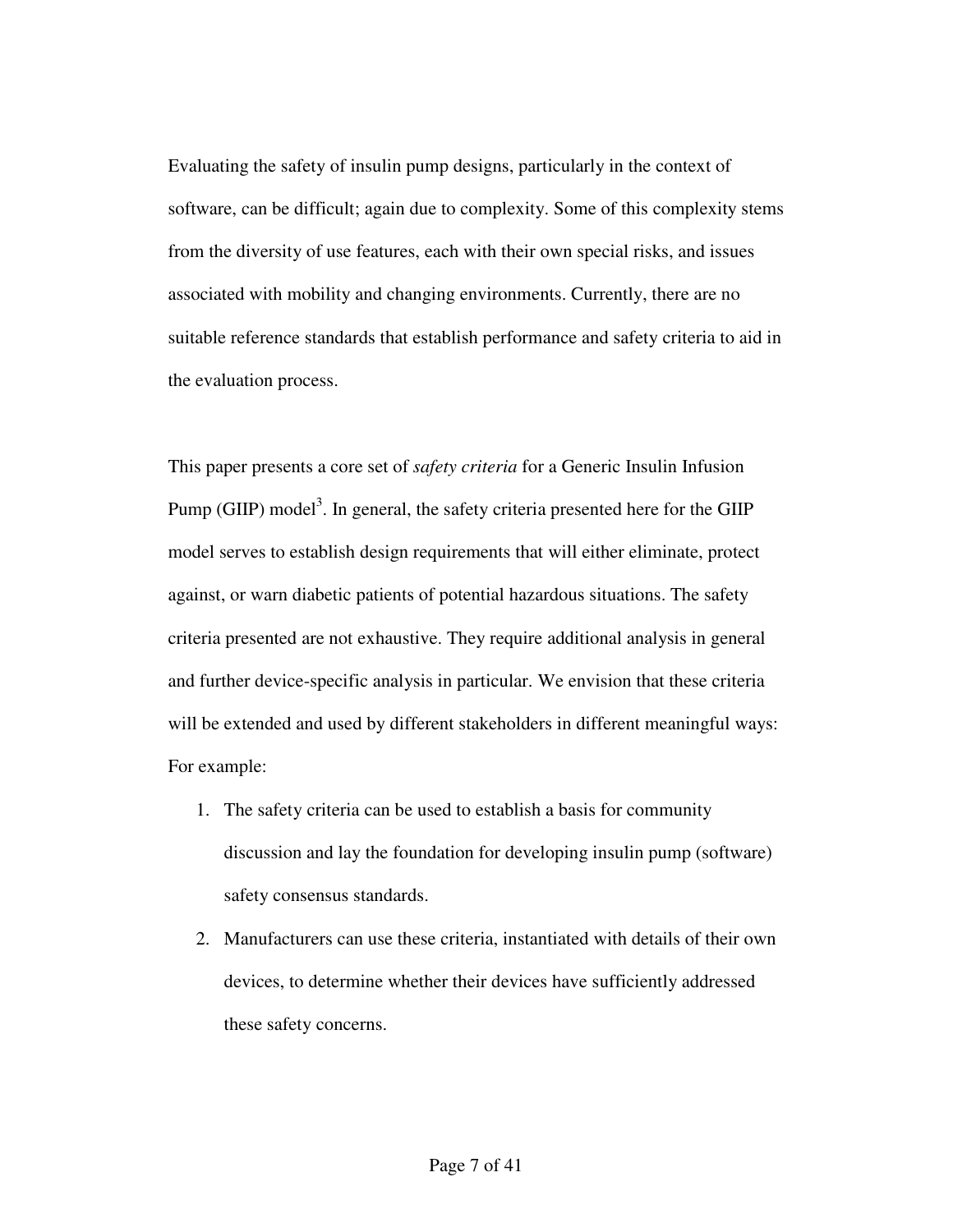Evaluating the safety of insulin pump designs, particularly in the context of software, can be difficult; again due to complexity. Some of this complexity stems from the diversity of use features, each with their own special risks, and issues associated with mobility and changing environments. Currently, there are no suitable reference standards that establish performance and safety criteria to aid in the evaluation process.

This paper presents a core set of *safety criteria* for a Generic Insulin Infusion Pump (GIIP) model[3]. In general, the safety criteria presented here for the GIIP model serves to establish design requirements that will either eliminate, protect against, or warn diabetic patients of potential hazardous situations. The safety criteria presented are not exhaustive. They require additional analysis in general and further device-specific analysis in particular. We envision that these criteria will be extended and used by different stakeholders in different meaningful ways: For example:

1. The safety criteria can be used to establish a basis for community discussion and lay the foundation for developing insulin pump (software) safety consensus standards.
2. Manufacturers can use these criteria, instantiated with details of their own devices, to determine whether their devices have sufficiently addressed these safety concerns.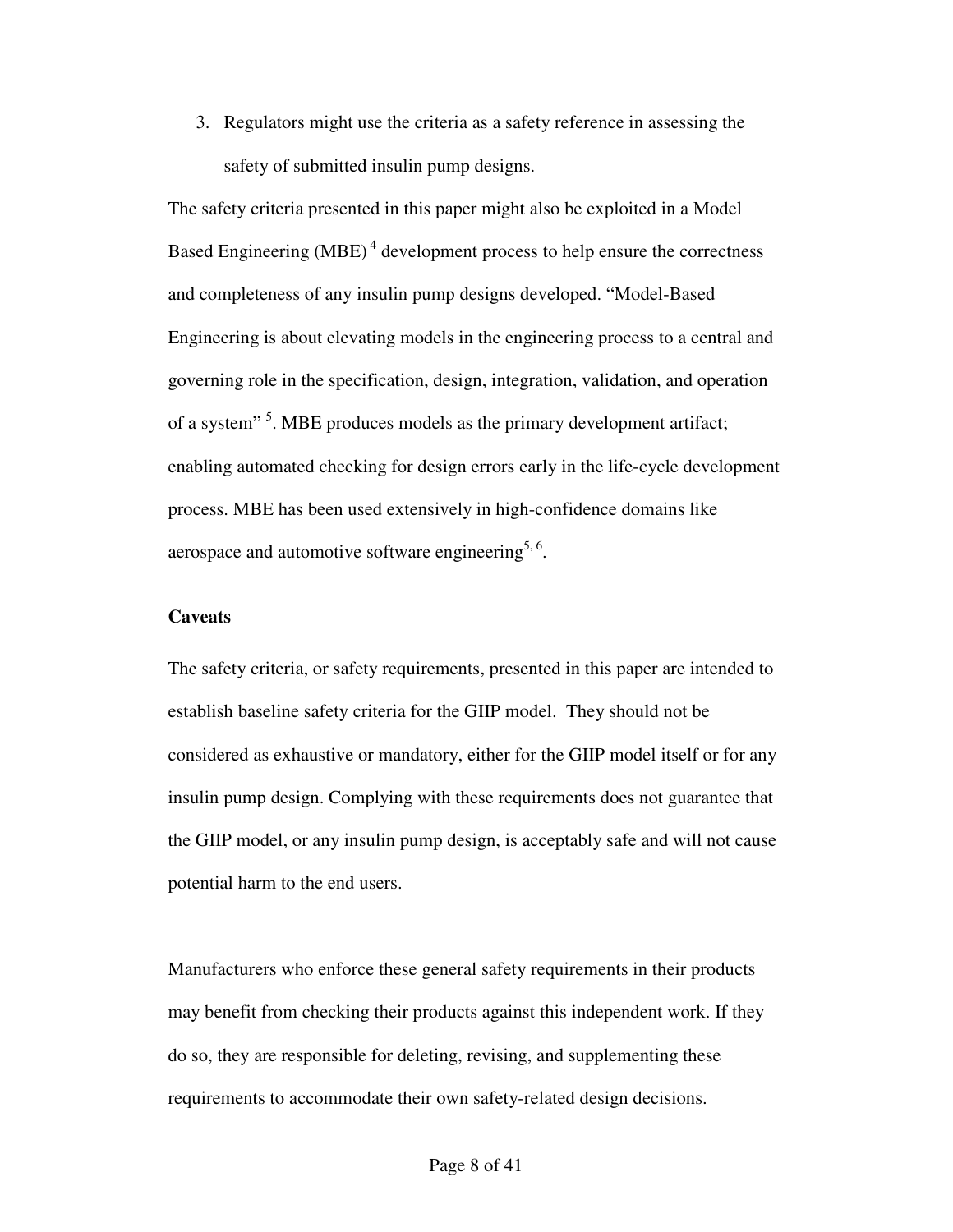3. Regulators might use the criteria as a safety reference in assessing the safety of submitted insulin pump designs.

The safety criteria presented in this paper might also be exploited in a Model Based Engineering (MBE) [4] development process to help ensure the correctness and completeness of any insulin pump designs developed. “Model-Based Engineering is about elevating models in the engineering process to a central and governing role in the specification, design, integration, validation, and operation of a system” [5]. MBE produces models as the primary development artifact; enabling automated checking for design errors early in the life-cycle development process. MBE has been used extensively in high-confidence domains like aerospace and automotive software engineering[5, 6].

**Caveats**

The safety criteria, or safety requirements, presented in this paper are intended to establish baseline safety criteria for the GIIP model. They should not be considered as exhaustive or mandatory, either for the GIIP model itself or for any insulin pump design. Complying with these requirements does not guarantee that the GIIP model, or any insulin pump design, is acceptably safe and will not cause potential harm to the end users.

Manufacturers who enforce these general safety requirements in their products may benefit from checking their products against this independent work. If they do so, they are responsible for deleting, revising, and supplementing these requirements to accommodate their own safety-related design decisions.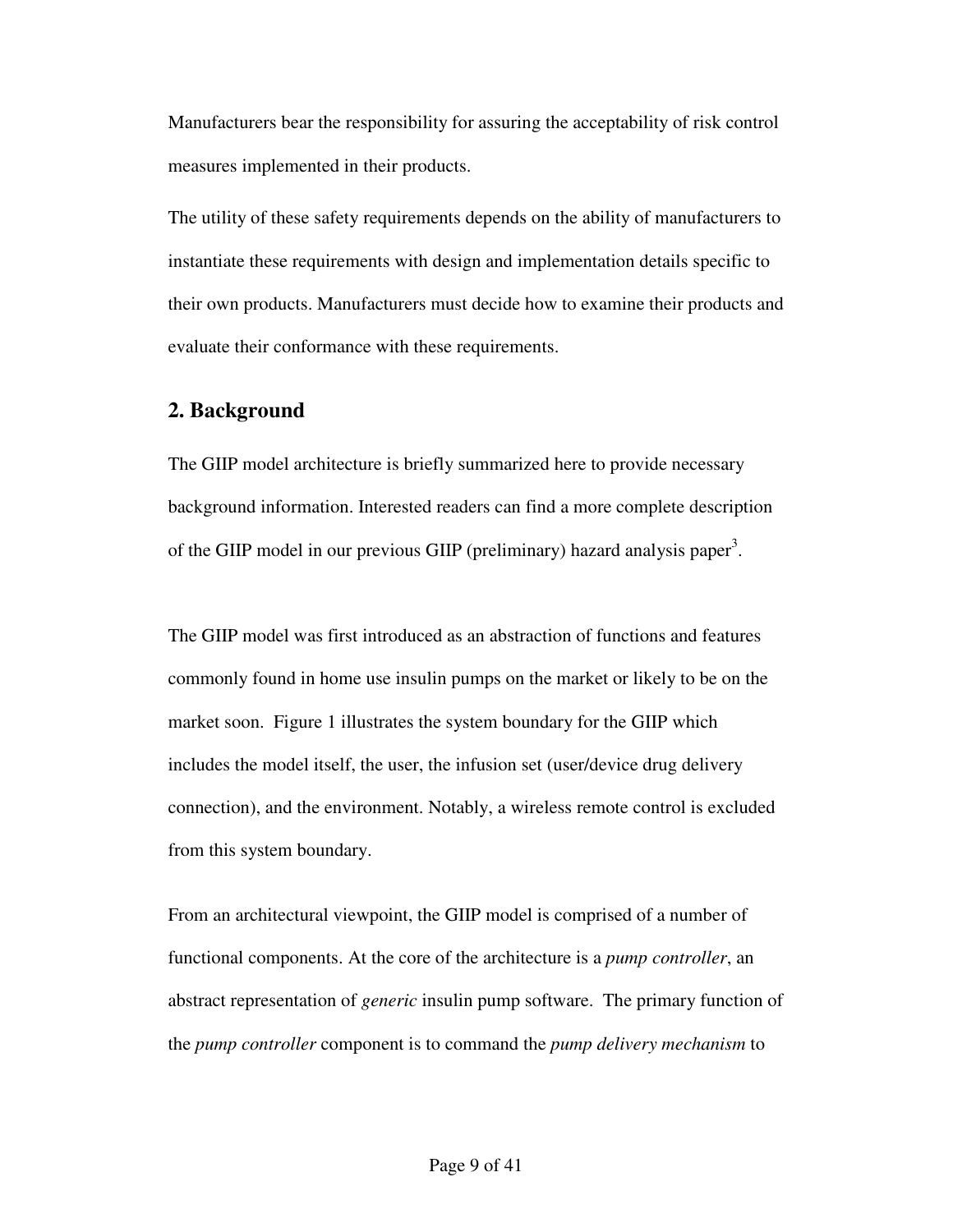Manufacturers bear the responsibility for assuring the acceptability of risk control measures implemented in their products.

The utility of these safety requirements depends on the ability of manufacturers to instantiate these requirements with design and implementation details specific to their own products. Manufacturers must decide how to examine their products and evaluate their conformance with these requirements.

## 2. Background

The GIIP model architecture is briefly summarized here to provide necessary background information. Interested readers can find a more complete description of the GIIP model in our previous GIIP (preliminary) hazard analysis paper[3].

The GIIP model was first introduced as an abstraction of functions and features commonly found in home use insulin pumps on the market or likely to be on the market soon. Figure 1 illustrates the system boundary for the GIIP which includes the model itself, the user, the infusion set (user/device drug delivery connection), and the environment. Notably, a wireless remote control is excluded from this system boundary.

From an architectural viewpoint, the GIIP model is comprised of a number of functional components. At the core of the architecture is a *pump controller*, an abstract representation of *generic* insulin pump software. The primary function of the *pump controller* component is to command the *pump delivery mechanism* to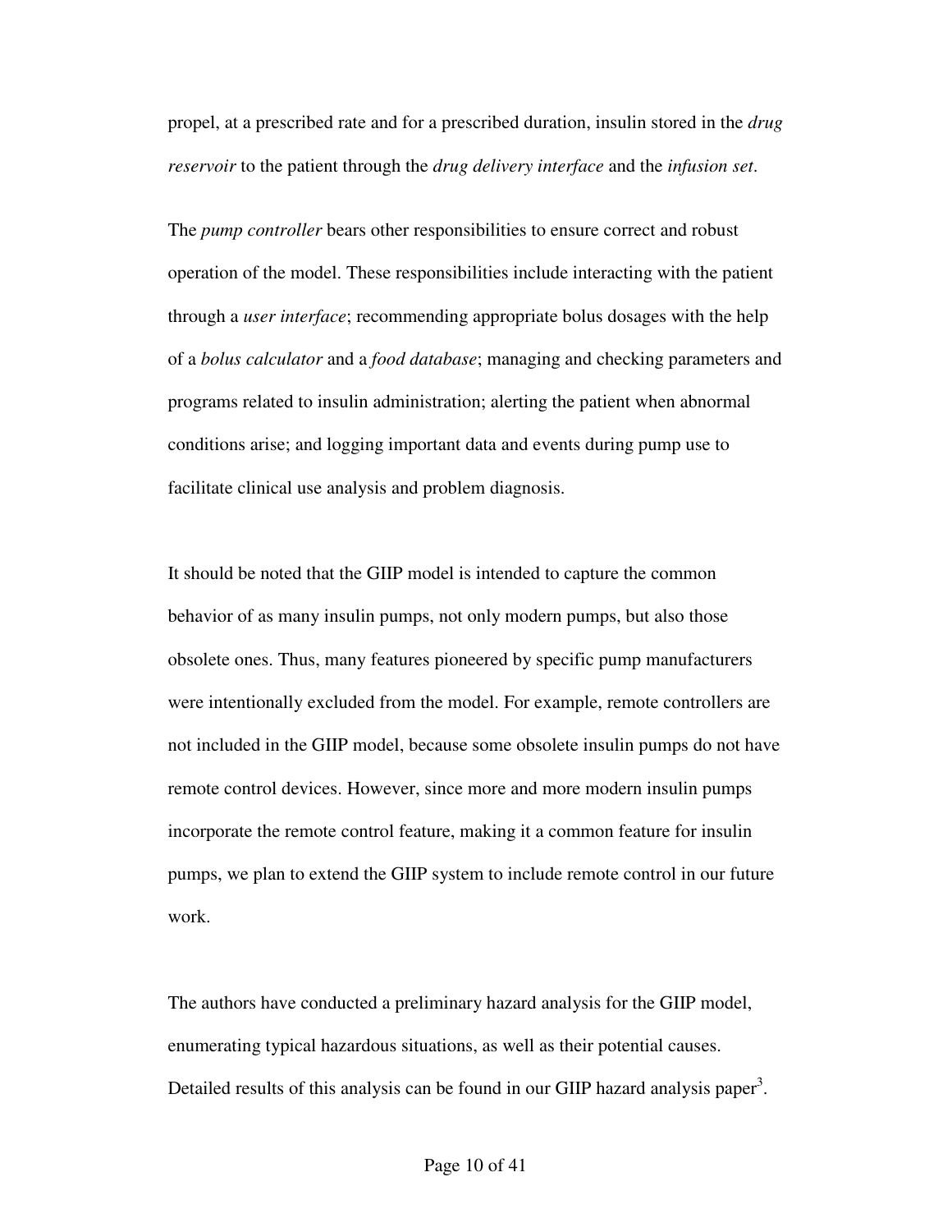propel, at a prescribed rate and for a prescribed duration, insulin stored in the *drug reservoir* to the patient through the *drug delivery interface* and the *infusion set*.

The *pump controller* bears other responsibilities to ensure correct and robust operation of the model. These responsibilities include interacting with the patient through a *user interface*; recommending appropriate bolus dosages with the help of a *bolus calculator* and a *food database*; managing and checking parameters and programs related to insulin administration; alerting the patient when abnormal conditions arise; and logging important data and events during pump use to facilitate clinical use analysis and problem diagnosis.

It should be noted that the GIIP model is intended to capture the common behavior of as many insulin pumps, not only modern pumps, but also those obsolete ones. Thus, many features pioneered by specific pump manufacturers were intentionally excluded from the model. For example, remote controllers are not included in the GIIP model, because some obsolete insulin pumps do not have remote control devices. However, since more and more modern insulin pumps incorporate the remote control feature, making it a common feature for insulin pumps, we plan to extend the GIIP system to include remote control in our future work.

The authors have conducted a preliminary hazard analysis for the GIIP model, enumerating typical hazardous situations, as well as their potential causes. Detailed results of this analysis can be found in our GIIP hazard analysis paper[3].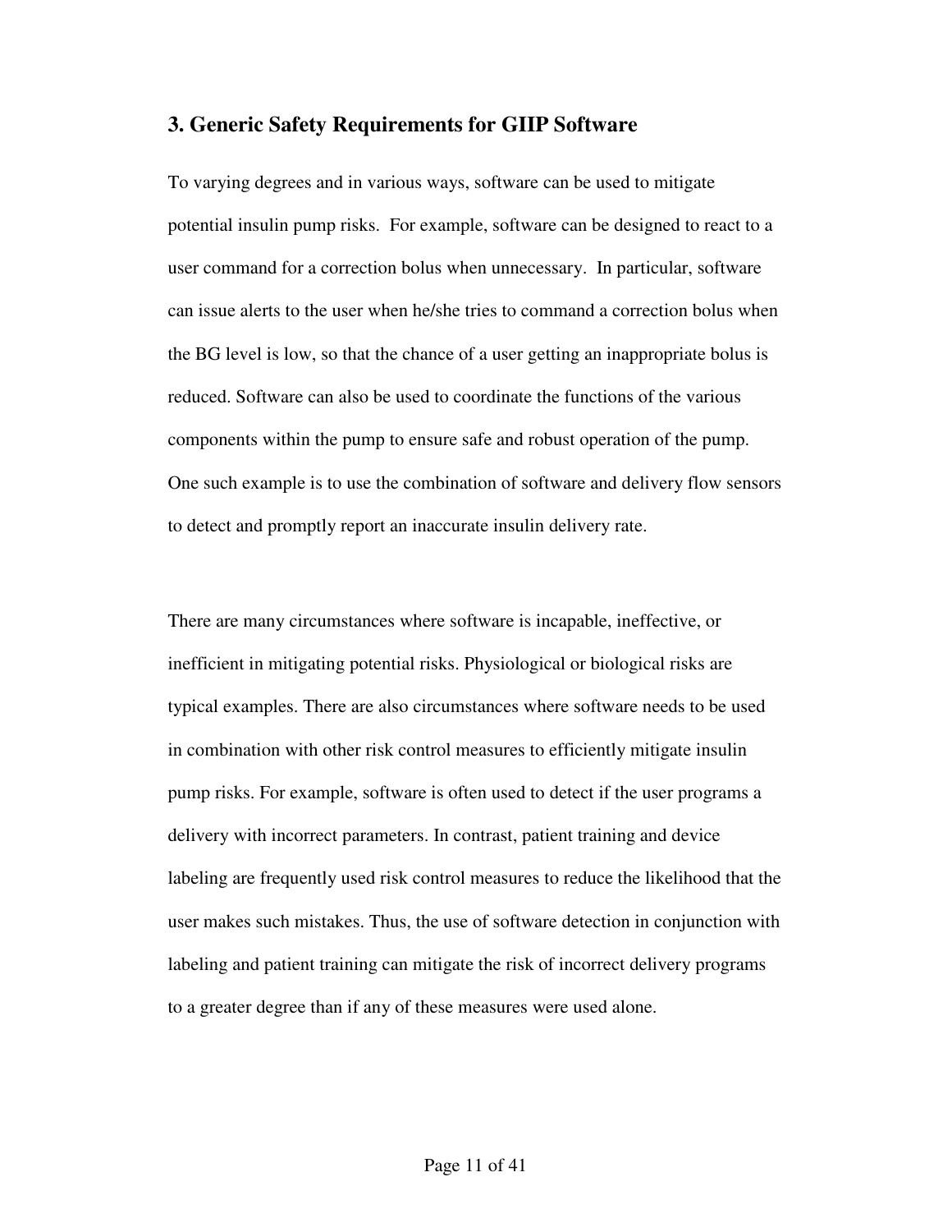## 3. Generic Safety Requirements for GIIP Software

To varying degrees and in various ways, software can be used to mitigate potential insulin pump risks. For example, software can be designed to react to a user command for a correction bolus when unnecessary. In particular, software can issue alerts to the user when he/she tries to command a correction bolus when the BG level is low, so that the chance of a user getting an inappropriate bolus is reduced. Software can also be used to coordinate the functions of the various components within the pump to ensure safe and robust operation of the pump. One such example is to use the combination of software and delivery flow sensors to detect and promptly report an inaccurate insulin delivery rate.

There are many circumstances where software is incapable, ineffective, or inefficient in mitigating potential risks. Physiological or biological risks are typical examples. There are also circumstances where software needs to be used in combination with other risk control measures to efficiently mitigate insulin pump risks. For example, software is often used to detect if the user programs a delivery with incorrect parameters. In contrast, patient training and device labeling are frequently used risk control measures to reduce the likelihood that the user makes such mistakes. Thus, the use of software detection in conjunction with labeling and patient training can mitigate the risk of incorrect delivery programs to a greater degree than if any of these measures were used alone.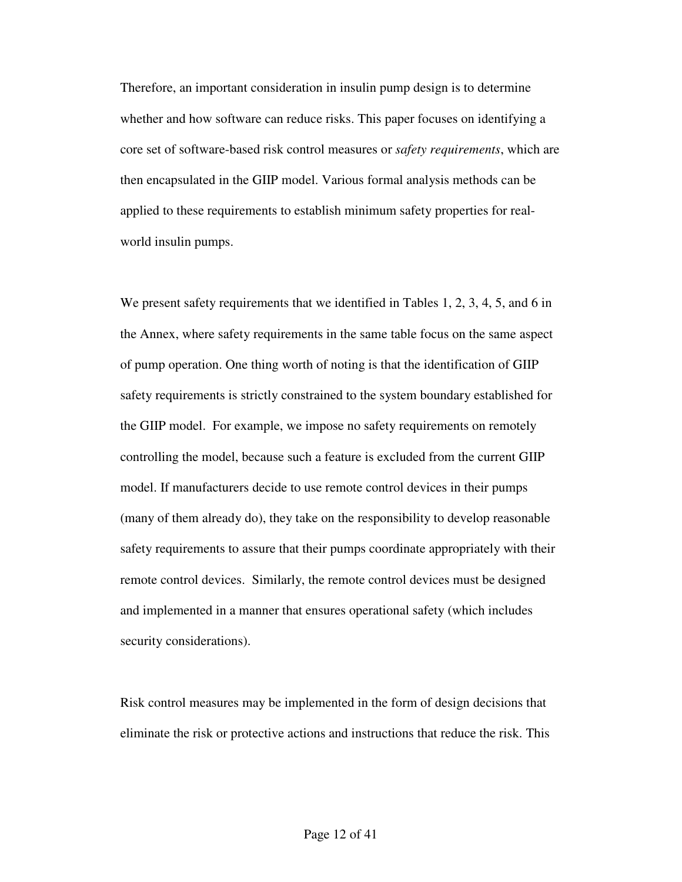Therefore, an important consideration in insulin pump design is to determine whether and how software can reduce risks. This paper focuses on identifying a core set of software-based risk control measures or *safety requirements*, which are then encapsulated in the GIIP model. Various formal analysis methods can be applied to these requirements to establish minimum safety properties for real-world insulin pumps.

We present safety requirements that we identified in Tables 1, 2, 3, 4, 5, and 6 in the Annex, where safety requirements in the same table focus on the same aspect of pump operation. One thing worth of noting is that the identification of GIIP safety requirements is strictly constrained to the system boundary established for the GIIP model. For example, we impose no safety requirements on remotely controlling the model, because such a feature is excluded from the current GIIP model. If manufacturers decide to use remote control devices in their pumps (many of them already do), they take on the responsibility to develop reasonable safety requirements to assure that their pumps coordinate appropriately with their remote control devices. Similarly, the remote control devices must be designed and implemented in a manner that ensures operational safety (which includes security considerations).

Risk control measures may be implemented in the form of design decisions that eliminate the risk or protective actions and instructions that reduce the risk. This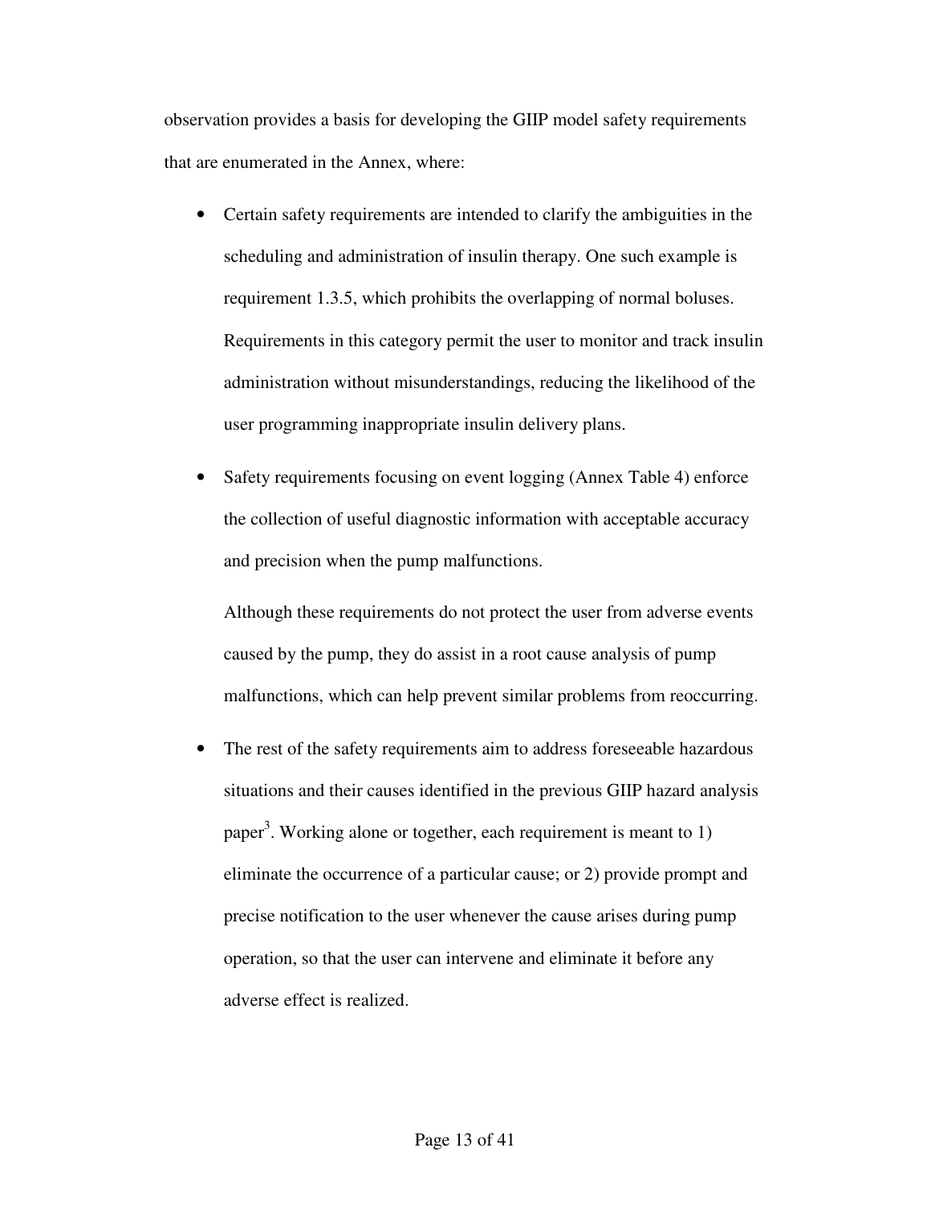observation provides a basis for developing the GIIP model safety requirements that are enumerated in the Annex, where:

- Certain safety requirements are intended to clarify the ambiguities in the scheduling and administration of insulin therapy. One such example is requirement 1.3.5, which prohibits the overlapping of normal boluses. Requirements in this category permit the user to monitor and track insulin administration without misunderstandings, reducing the likelihood of the user programming inappropriate insulin delivery plans.

- Safety requirements focusing on event logging (Annex Table 4) enforce the collection of useful diagnostic information with acceptable accuracy and precision when the pump malfunctions.

  Although these requirements do not protect the user from adverse events caused by the pump, they do assist in a root cause analysis of pump malfunctions, which can help prevent similar problems from reoccurring.

- The rest of the safety requirements aim to address foreseeable hazardous situations and their causes identified in the previous GIIP hazard analysis paper[3]. Working alone or together, each requirement is meant to 1) eliminate the occurrence of a particular cause; or 2) provide prompt and precise notification to the user whenever the cause arises during pump operation, so that the user can intervene and eliminate it before any adverse effect is realized.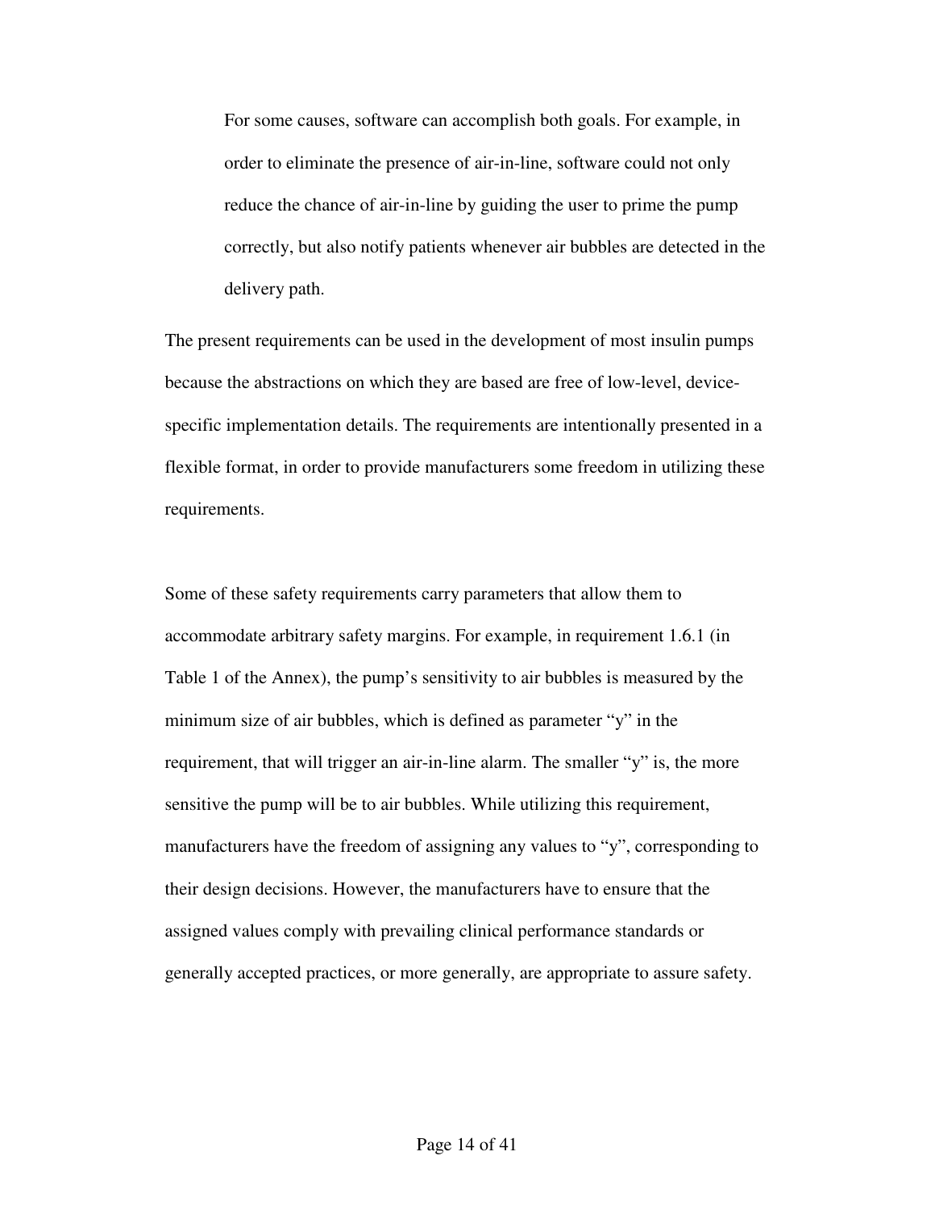> For some causes, software can accomplish both goals. For example, in order to eliminate the presence of air-in-line, software could not only reduce the chance of air-in-line by guiding the user to prime the pump correctly, but also notify patients whenever air bubbles are detected in the delivery path.

The present requirements can be used in the development of most insulin pumps because the abstractions on which they are based are free of low-level, device-specific implementation details. The requirements are intentionally presented in a flexible format, in order to provide manufacturers some freedom in utilizing these requirements.

Some of these safety requirements carry parameters that allow them to accommodate arbitrary safety margins. For example, in requirement 1.6.1 (in Table 1 of the Annex), the pump's sensitivity to air bubbles is measured by the minimum size of air bubbles, which is defined as parameter "y" in the requirement, that will trigger an air-in-line alarm. The smaller "y" is, the more sensitive the pump will be to air bubbles. While utilizing this requirement, manufacturers have the freedom of assigning any values to "y", corresponding to their design decisions. However, the manufacturers have to ensure that the assigned values comply with prevailing clinical performance standards or generally accepted practices, or more generally, are appropriate to assure safety.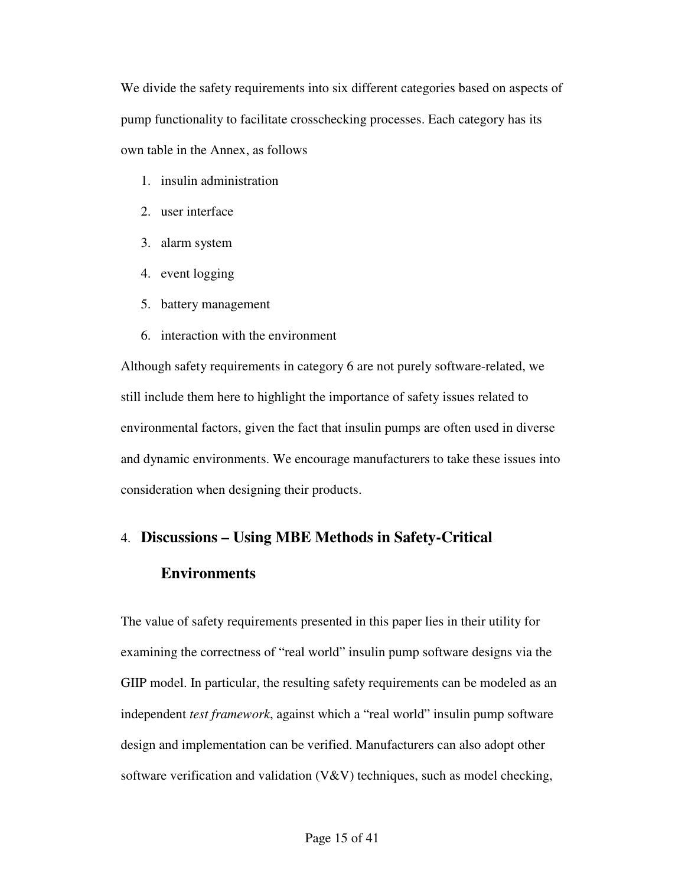We divide the safety requirements into six different categories based on aspects of pump functionality to facilitate crosschecking processes. Each category has its own table in the Annex, as follows

1. insulin administration
2. user interface
3. alarm system
4. event logging
5. battery management
6. interaction with the environment

Although safety requirements in category 6 are not purely software-related, we still include them here to highlight the importance of safety issues related to environmental factors, given the fact that insulin pumps are often used in diverse and dynamic environments. We encourage manufacturers to take these issues into consideration when designing their products.

## 4. Discussions – Using MBE Methods in Safety-Critical Environments

The value of safety requirements presented in this paper lies in their utility for examining the correctness of "real world" insulin pump software designs via the GIIP model. In particular, the resulting safety requirements can be modeled as an independent *test framework*, against which a "real world" insulin pump software design and implementation can be verified. Manufacturers can also adopt other software verification and validation (V&V) techniques, such as model checking,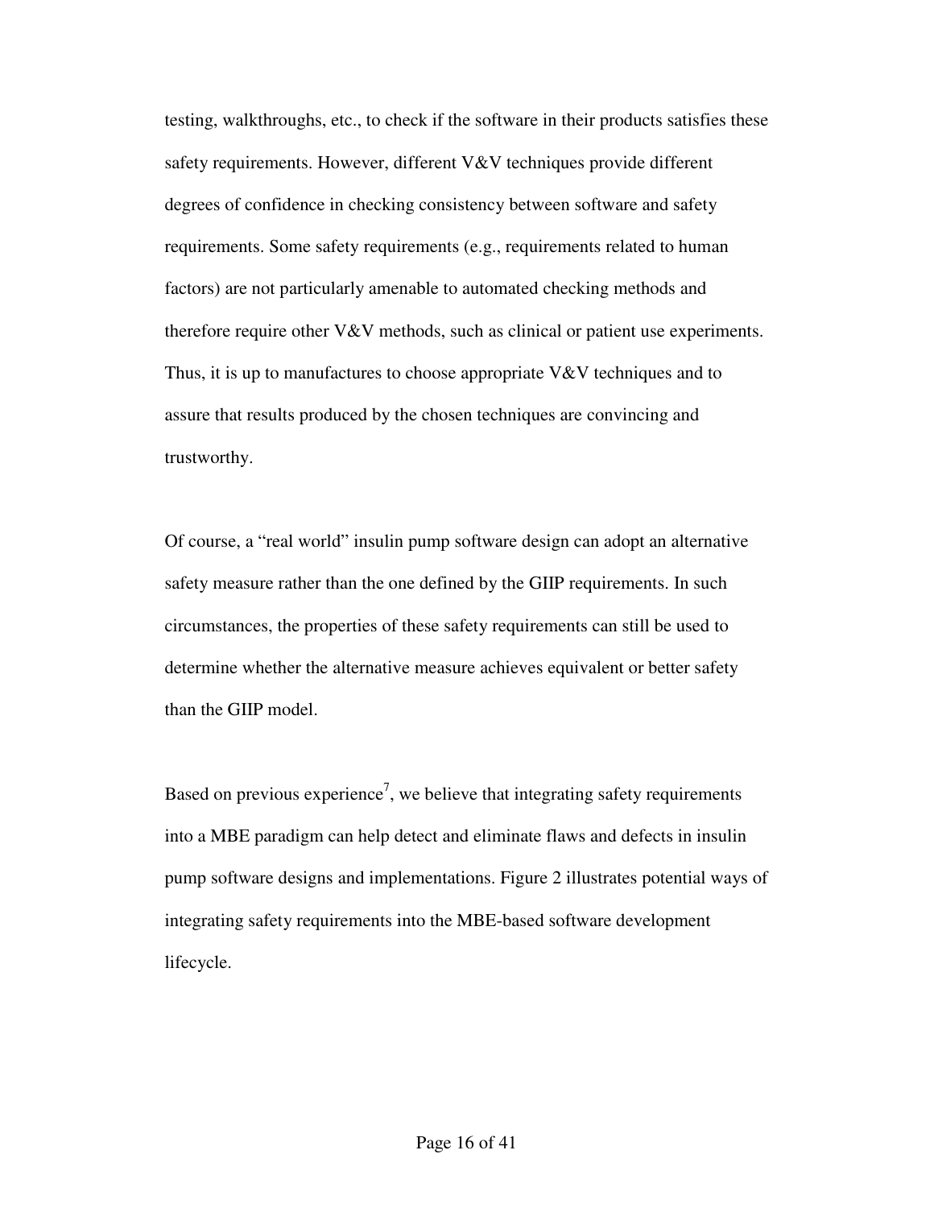testing, walkthroughs, etc., to check if the software in their products satisfies these safety requirements. However, different V&V techniques provide different degrees of confidence in checking consistency between software and safety requirements. Some safety requirements (e.g., requirements related to human factors) are not particularly amenable to automated checking methods and therefore require other V&V methods, such as clinical or patient use experiments. Thus, it is up to manufactures to choose appropriate V&V techniques and to assure that results produced by the chosen techniques are convincing and trustworthy.

Of course, a "real world" insulin pump software design can adopt an alternative safety measure rather than the one defined by the GIIP requirements. In such circumstances, the properties of these safety requirements can still be used to determine whether the alternative measure achieves equivalent or better safety than the GIIP model.

Based on previous experience[7], we believe that integrating safety requirements into a MBE paradigm can help detect and eliminate flaws and defects in insulin pump software designs and implementations. Figure 2 illustrates potential ways of integrating safety requirements into the MBE-based software development lifecycle.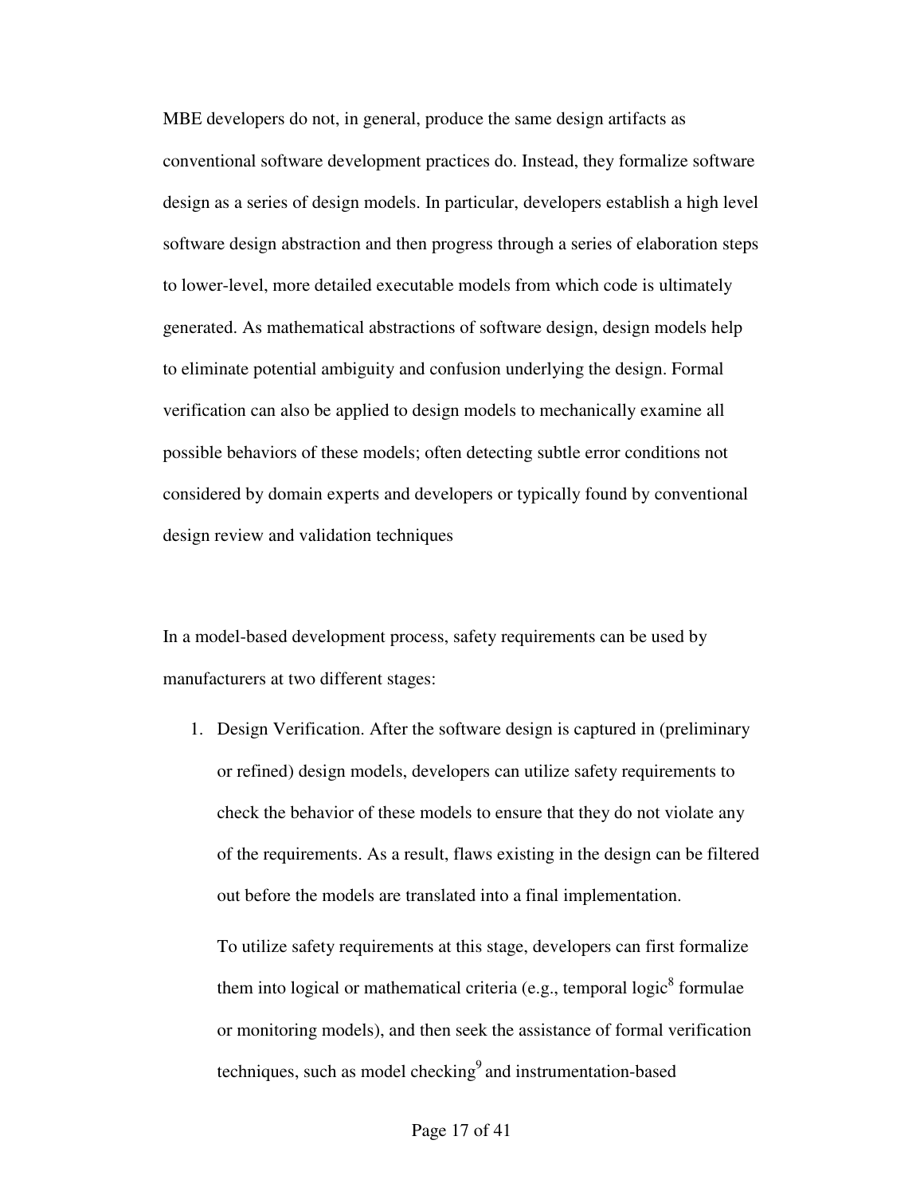MBE developers do not, in general, produce the same design artifacts as conventional software development practices do. Instead, they formalize software design as a series of design models. In particular, developers establish a high level software design abstraction and then progress through a series of elaboration steps to lower-level, more detailed executable models from which code is ultimately generated. As mathematical abstractions of software design, design models help to eliminate potential ambiguity and confusion underlying the design. Formal verification can also be applied to design models to mechanically examine all possible behaviors of these models; often detecting subtle error conditions not considered by domain experts and developers or typically found by conventional design review and validation techniques

In a model-based development process, safety requirements can be used by manufacturers at two different stages:

1. Design Verification. After the software design is captured in (preliminary or refined) design models, developers can utilize safety requirements to check the behavior of these models to ensure that they do not violate any of the requirements. As a result, flaws existing in the design can be filtered out before the models are translated into a final implementation.

   To utilize safety requirements at this stage, developers can first formalize them into logical or mathematical criteria (e.g., temporal logic[8] formulae or monitoring models), and then seek the assistance of formal verification techniques, such as model checking[9] and instrumentation-based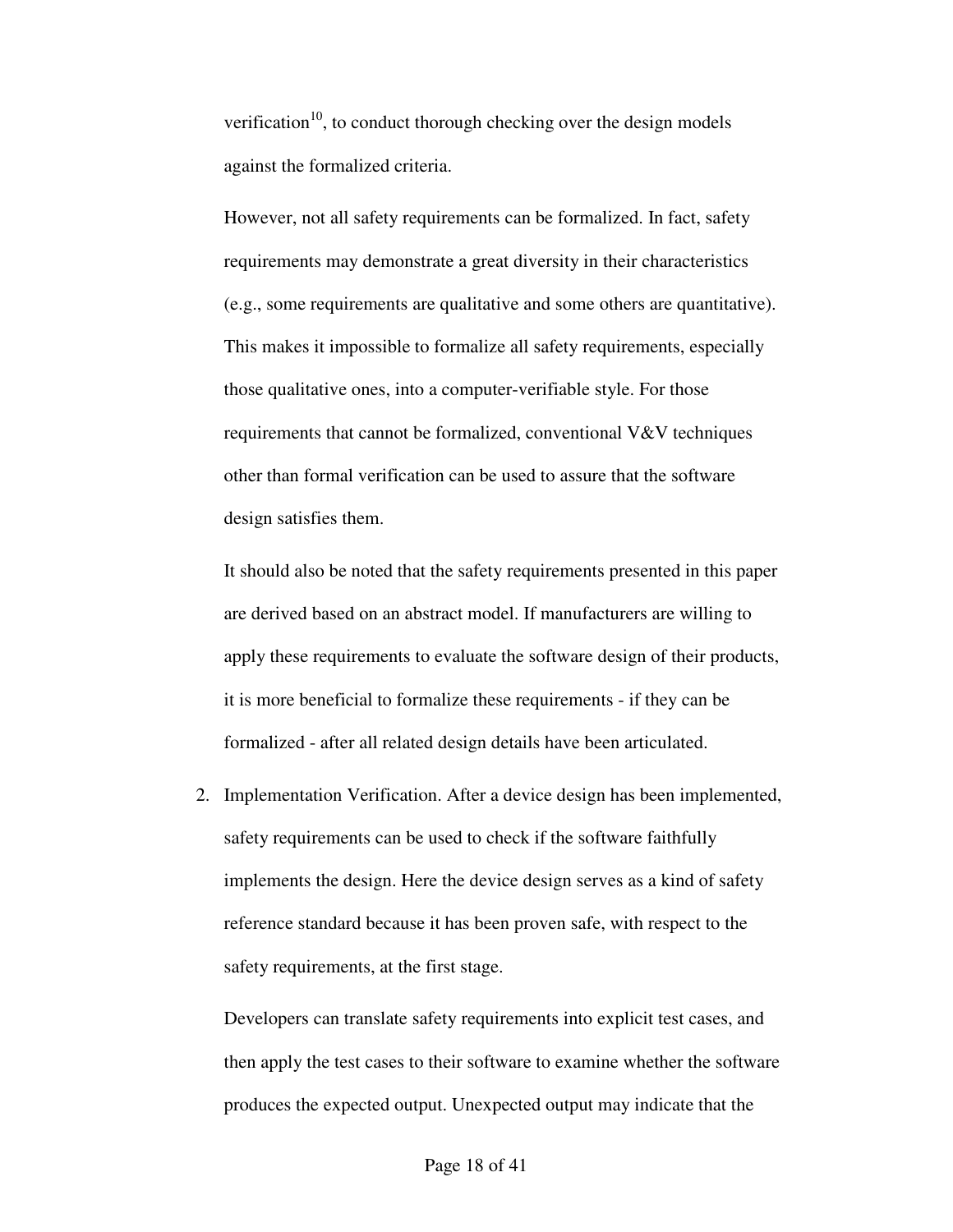verification[10], to conduct thorough checking over the design models against the formalized criteria.

However, not all safety requirements can be formalized. In fact, safety requirements may demonstrate a great diversity in their characteristics (e.g., some requirements are qualitative and some others are quantitative). This makes it impossible to formalize all safety requirements, especially those qualitative ones, into a computer-verifiable style. For those requirements that cannot be formalized, conventional V&V techniques other than formal verification can be used to assure that the software design satisfies them.

It should also be noted that the safety requirements presented in this paper are derived based on an abstract model. If manufacturers are willing to apply these requirements to evaluate the software design of their products, it is more beneficial to formalize these requirements - if they can be formalized - after all related design details have been articulated.

2. Implementation Verification. After a device design has been implemented, safety requirements can be used to check if the software faithfully implements the design. Here the device design serves as a kind of safety reference standard because it has been proven safe, with respect to the safety requirements, at the first stage.

   Developers can translate safety requirements into explicit test cases, and then apply the test cases to their software to examine whether the software produces the expected output. Unexpected output may indicate that the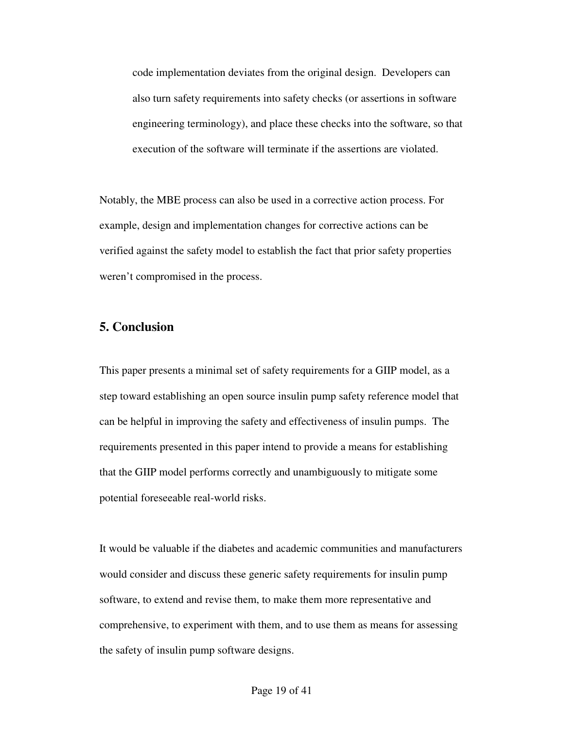code implementation deviates from the original design. Developers can also turn safety requirements into safety checks (or assertions in software engineering terminology), and place these checks into the software, so that execution of the software will terminate if the assertions are violated.

Notably, the MBE process can also be used in a corrective action process. For example, design and implementation changes for corrective actions can be verified against the safety model to establish the fact that prior safety properties weren't compromised in the process.

## 5. Conclusion

This paper presents a minimal set of safety requirements for a GIIP model, as a step toward establishing an open source insulin pump safety reference model that can be helpful in improving the safety and effectiveness of insulin pumps. The requirements presented in this paper intend to provide a means for establishing that the GIIP model performs correctly and unambiguously to mitigate some potential foreseeable real-world risks.

It would be valuable if the diabetes and academic communities and manufacturers would consider and discuss these generic safety requirements for insulin pump software, to extend and revise them, to make them more representative and comprehensive, to experiment with them, and to use them as means for assessing the safety of insulin pump software designs.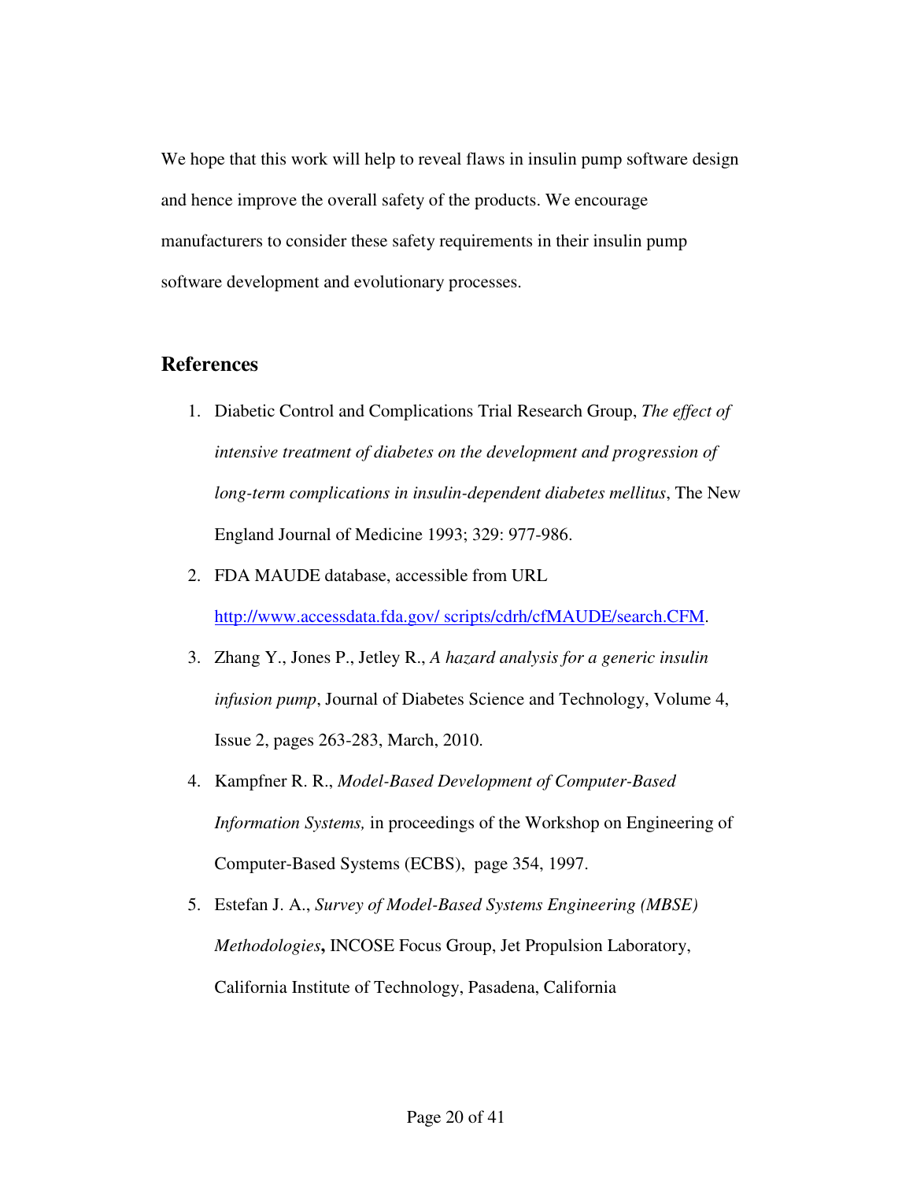We hope that this work will help to reveal flaws in insulin pump software design and hence improve the overall safety of the products. We encourage manufacturers to consider these safety requirements in their insulin pump software development and evolutionary processes.

## References

1. Diabetic Control and Complications Trial Research Group, *The effect of intensive treatment of diabetes on the development and progression of long-term complications in insulin-dependent diabetes mellitus*, The New England Journal of Medicine 1993; 329: 977-986.
2. FDA MAUDE database, accessible from URL [http://www.accessdata.fda.gov/ scripts/cdrh/cfMAUDE/search.CFM](http://www.accessdata.fda.gov/scripts/cdrh/cfMAUDE/search.CFM).
3. Zhang Y., Jones P., Jetley R., *A hazard analysis for a generic insulin infusion pump*, Journal of Diabetes Science and Technology, Volume 4, Issue 2, pages 263-283, March, 2010.
4. Kampfner R. R., *Model-Based Development of Computer-Based Information Systems,* in proceedings of the Workshop on Engineering of Computer-Based Systems (ECBS), page 354, 1997.
5. Estefan J. A., *Survey of Model-Based Systems Engineering (MBSE) Methodologies***,** INCOSE Focus Group, Jet Propulsion Laboratory, California Institute of Technology, Pasadena, California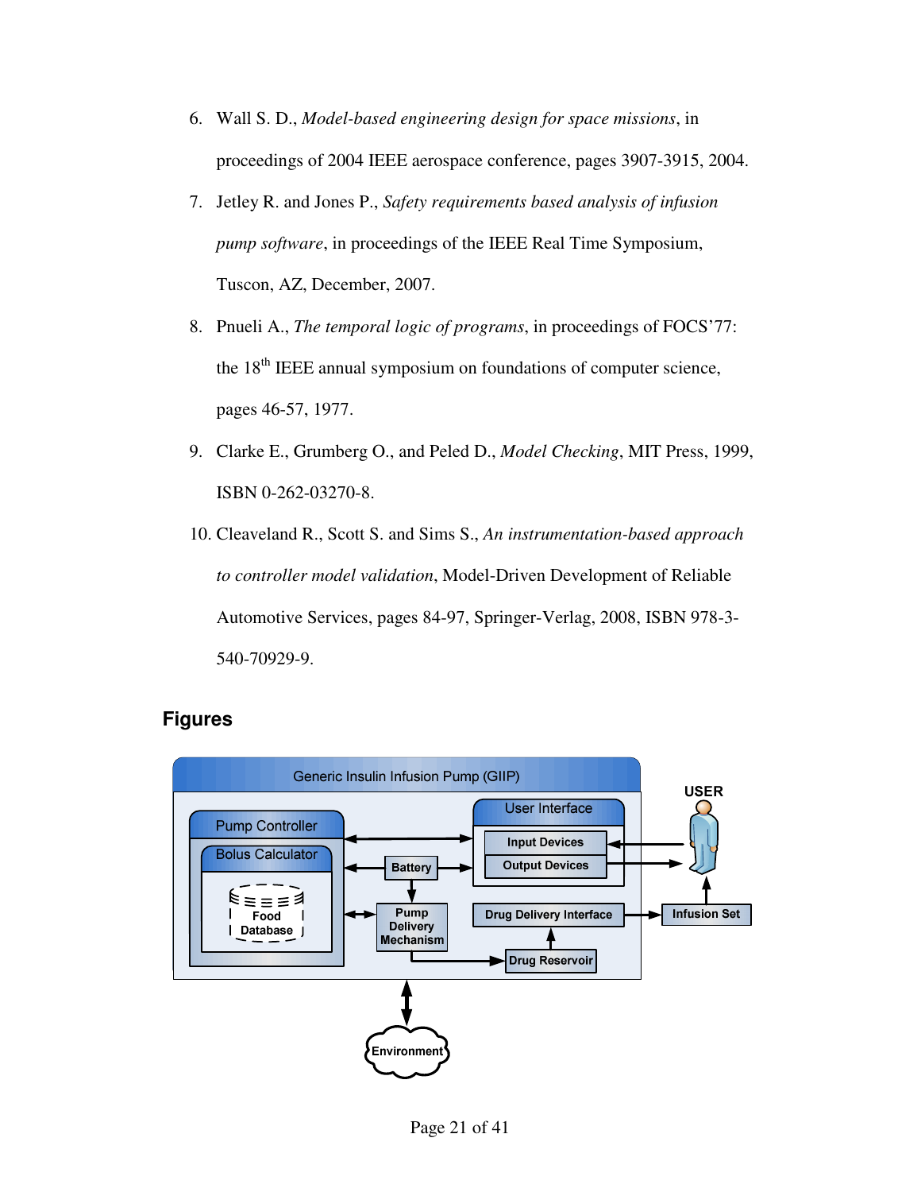6. Wall S. D., *Model-based engineering design for space missions*, in proceedings of 2004 IEEE aerospace conference, pages 3907-3915, 2004.

7. Jetley R. and Jones P., *Safety requirements based analysis of infusion pump software*, in proceedings of the IEEE Real Time Symposium, Tuscon, AZ, December, 2007.

8. Pnueli A., *The temporal logic of programs*, in proceedings of FOCS'77: the 18th IEEE annual symposium on foundations of computer science, pages 46-57, 1977.

9. Clarke E., Grumberg O., and Peled D., *Model Checking*, MIT Press, 1999, ISBN 0-262-03270-8.

10. Cleaveland R., Scott S. and Sims S., *An instrumentation-based approach to controller model validation*, Model-Driven Development of Reliable Automotive Services, pages 84-97, Springer-Verlag, 2008, ISBN 978-3-540-70929-9.

## Figures

Generic Insulin Infusion Pump (GIIP)

Pump Controller

Bolus Calculator

Food Database

User Interface

Input Devices

Output Devices

USER

Battery

Pump Delivery Mechanism

Drug Delivery Interface

Infusion Set

Drug Reservoir

Environment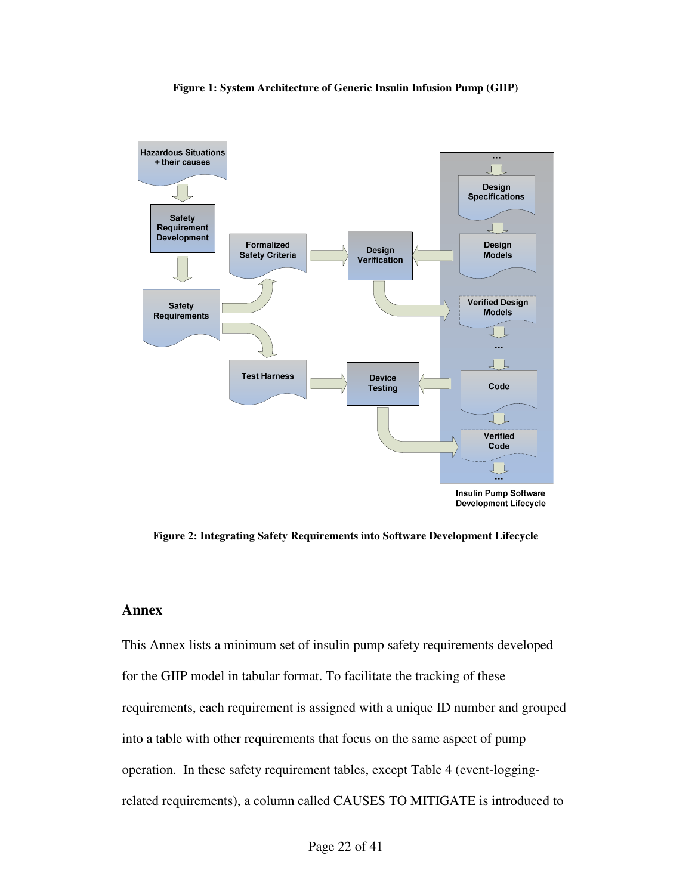**Figure 1: System Architecture of Generic Insulin Infusion Pump (GIIP)**

**Figure 2: Integrating Safety Requirements into Software Development Lifecycle**

## Annex

This Annex lists a minimum set of insulin pump safety requirements developed for the GIIP model in tabular format. To facilitate the tracking of these requirements, each requirement is assigned with a unique ID number and grouped into a table with other requirements that focus on the same aspect of pump operation. In these safety requirement tables, except Table 4 (event-logging-related requirements), a column called CAUSES TO MITIGATE is introduced to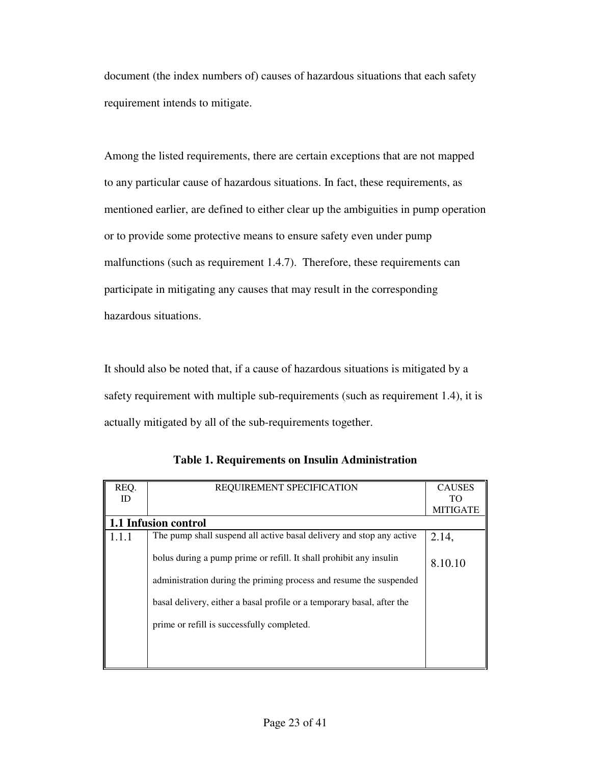document (the index numbers of) causes of hazardous situations that each safety requirement intends to mitigate.

Among the listed requirements, there are certain exceptions that are not mapped to any particular cause of hazardous situations. In fact, these requirements, as mentioned earlier, are defined to either clear up the ambiguities in pump operation or to provide some protective means to ensure safety even under pump malfunctions (such as requirement 1.4.7). Therefore, these requirements can participate in mitigating any causes that may result in the corresponding hazardous situations.

It should also be noted that, if a cause of hazardous situations is mitigated by a safety requirement with multiple sub-requirements (such as requirement 1.4), it is actually mitigated by all of the sub-requirements together.

**Table 1. Requirements on Insulin Administration**

| REQ. ID | REQUIREMENT SPECIFICATION | CAUSES TO MITIGATE |
|---|---|---|
| **1.1 Infusion control** | | |
| 1.1.1 | The pump shall suspend all active basal delivery and stop any active bolus during a pump prime or refill. It shall prohibit any insulin administration during the priming process and resume the suspended basal delivery, either a basal profile or a temporary basal, after the prime or refill is successfully completed. | 2.14, 8.10.10 |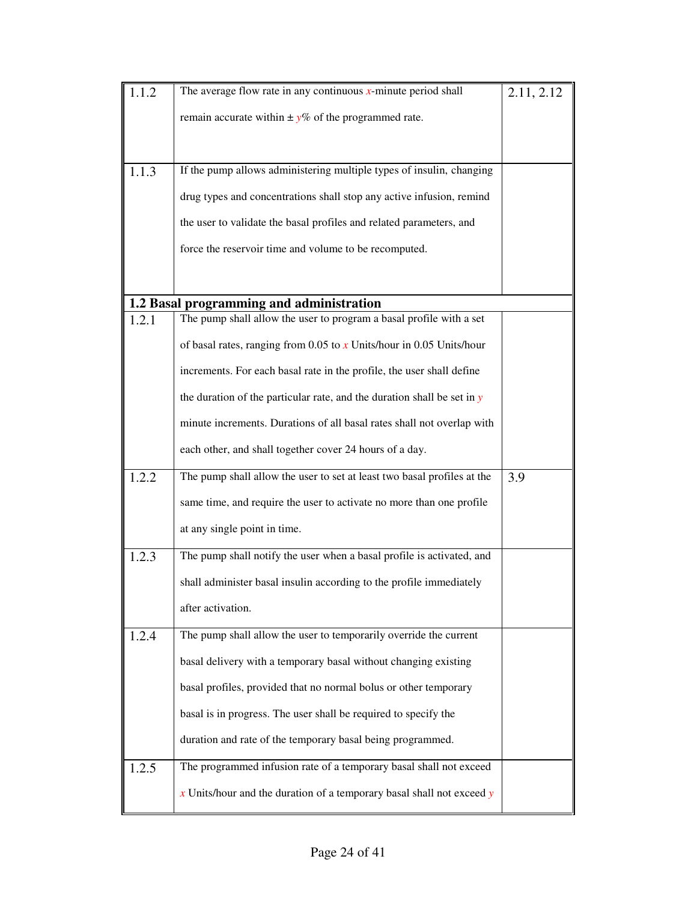| | | |
|---|---|---|
| 1.1.2 | The average flow rate in any continuous *x*-minute period shall remain accurate within ± *y*% of the programmed rate. | 2.11, 2.12 |
| 1.1.3 | If the pump allows administering multiple types of insulin, changing drug types and concentrations shall stop any active infusion, remind the user to validate the basal profiles and related parameters, and force the reservoir time and volume to be recomputed. | |
| **1.2 Basal programming and administration** | | |
| 1.2.1 | The pump shall allow the user to program a basal profile with a set of basal rates, ranging from 0.05 to *x* Units/hour in 0.05 Units/hour increments. For each basal rate in the profile, the user shall define the duration of the particular rate, and the duration shall be set in *y* minute increments. Durations of all basal rates shall not overlap with each other, and shall together cover 24 hours of a day. | |
| 1.2.2 | The pump shall allow the user to set at least two basal profiles at the same time, and require the user to activate no more than one profile at any single point in time. | 3.9 |
| 1.2.3 | The pump shall notify the user when a basal profile is activated, and shall administer basal insulin according to the profile immediately after activation. | |
| 1.2.4 | The pump shall allow the user to temporarily override the current basal delivery with a temporary basal without changing existing basal profiles, provided that no normal bolus or other temporary basal is in progress. The user shall be required to specify the duration and rate of the temporary basal being programmed. | |
| 1.2.5 | The programmed infusion rate of a temporary basal shall not exceed *x* Units/hour and the duration of a temporary basal shall not exceed *y* | |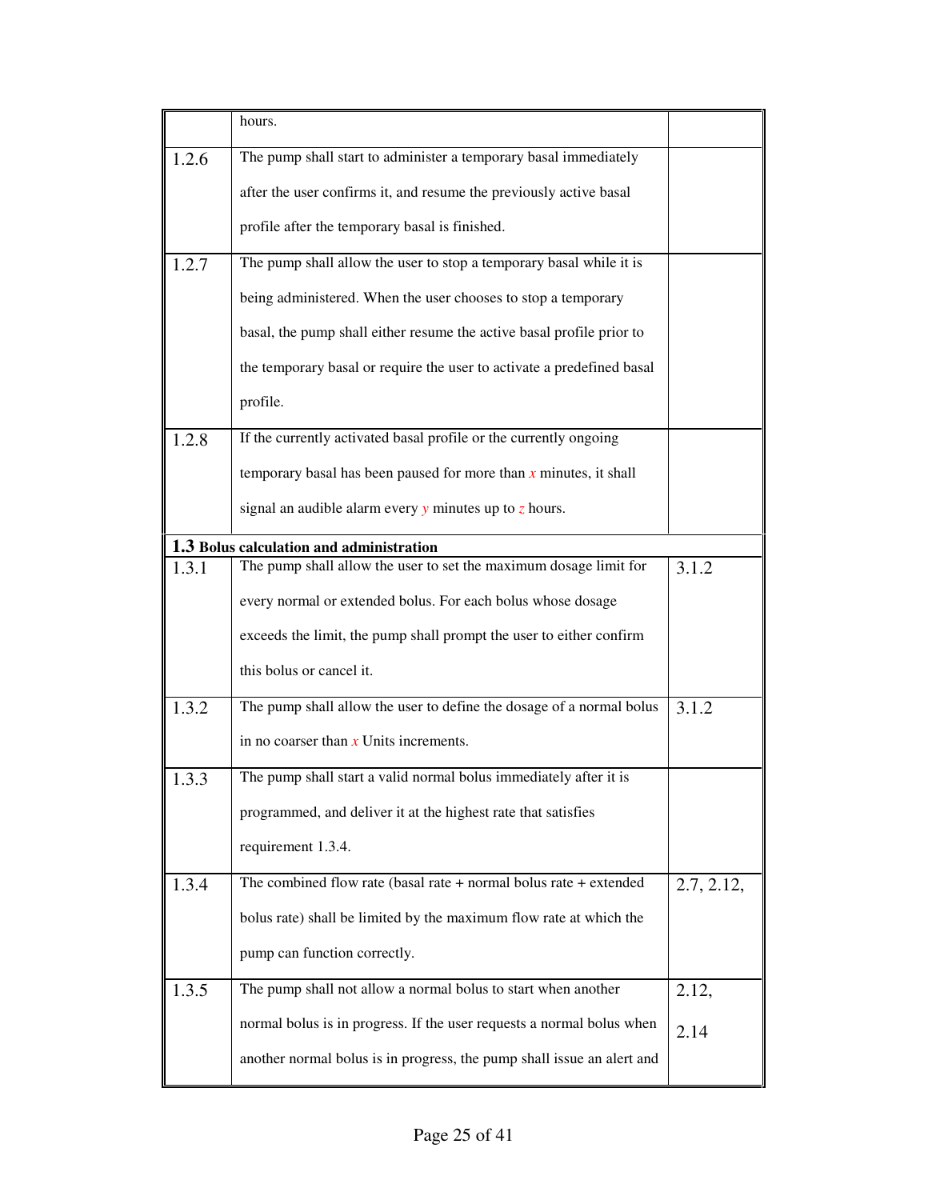| | | |
|---|---|---|
| | hours. | |
| 1.2.6 | The pump shall start to administer a temporary basal immediately after the user confirms it, and resume the previously active basal profile after the temporary basal is finished. | |
| 1.2.7 | The pump shall allow the user to stop a temporary basal while it is being administered. When the user chooses to stop a temporary basal, the pump shall either resume the active basal profile prior to the temporary basal or require the user to activate a predefined basal profile. | |
| 1.2.8 | If the currently activated basal profile or the currently ongoing temporary basal has been paused for more than *x* minutes, it shall signal an audible alarm every *y* minutes up to *z* hours. | |
| **1.3 Bolus calculation and administration** | | |
| 1.3.1 | The pump shall allow the user to set the maximum dosage limit for every normal or extended bolus. For each bolus whose dosage exceeds the limit, the pump shall prompt the user to either confirm this bolus or cancel it. | 3.1.2 |
| 1.3.2 | The pump shall allow the user to define the dosage of a normal bolus in no coarser than *x* Units increments. | 3.1.2 |
| 1.3.3 | The pump shall start a valid normal bolus immediately after it is programmed, and deliver it at the highest rate that satisfies requirement 1.3.4. | |
| 1.3.4 | The combined flow rate (basal rate + normal bolus rate + extended bolus rate) shall be limited by the maximum flow rate at which the pump can function correctly. | 2.7, 2.12, |
| 1.3.5 | The pump shall not allow a normal bolus to start when another normal bolus is in progress. If the user requests a normal bolus when another normal bolus is in progress, the pump shall issue an alert and | 2.12, 2.14 |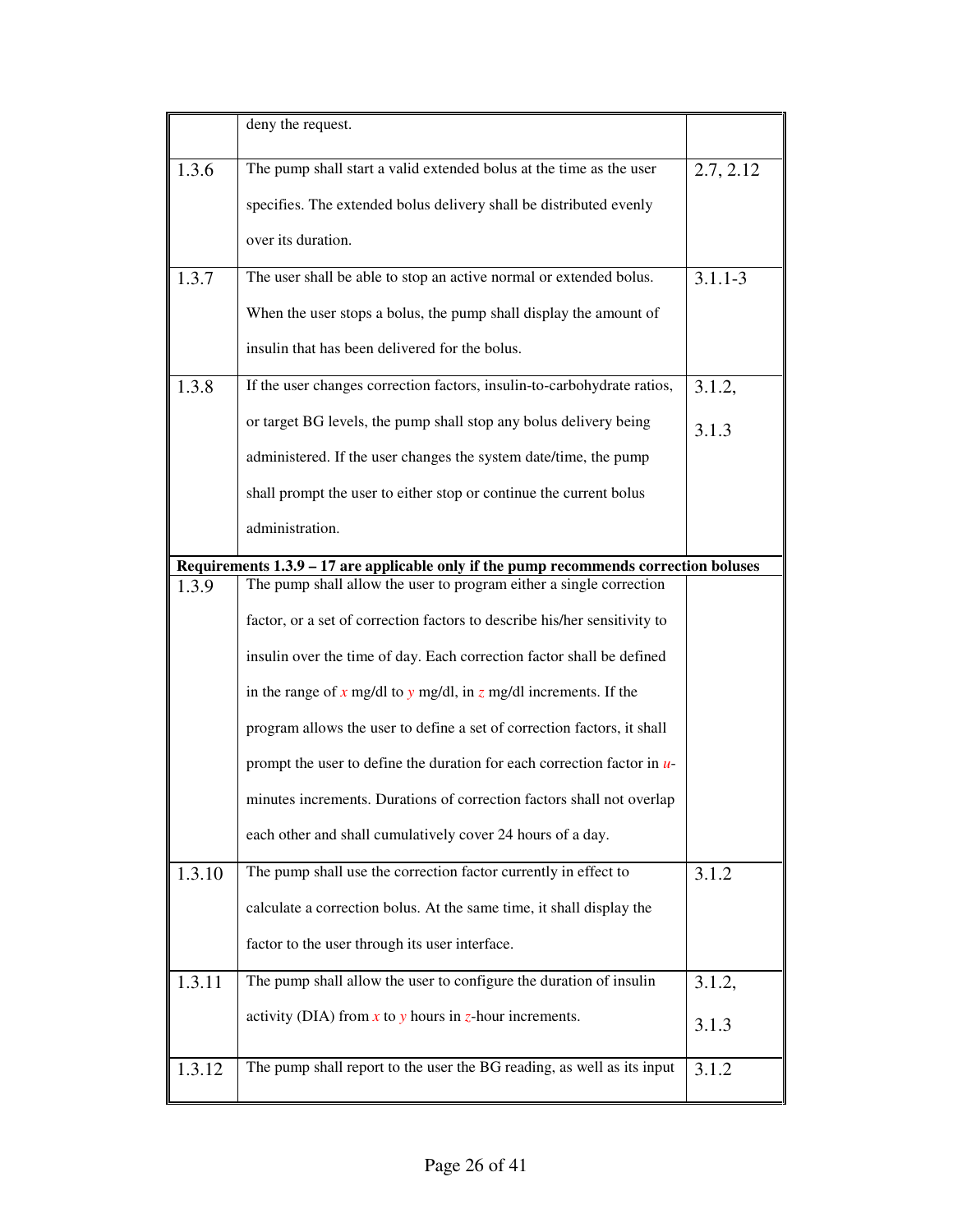| | | |
|---|---|---|
| | deny the request. | |
| 1.3.6 | The pump shall start a valid extended bolus at the time as the user specifies. The extended bolus delivery shall be distributed evenly over its duration. | 2.7, 2.12 |
| 1.3.7 | The user shall be able to stop an active normal or extended bolus. When the user stops a bolus, the pump shall display the amount of insulin that has been delivered for the bolus. | 3.1.1-3 |
| 1.3.8 | If the user changes correction factors, insulin-to-carbohydrate ratios, or target BG levels, the pump shall stop any bolus delivery being administered. If the user changes the system date/time, the pump shall prompt the user to either stop or continue the current bolus administration. | 3.1.2, 3.1.3 |
| **Requirements 1.3.9 – 17 are applicable only if the pump recommends correction boluses** | | |
| 1.3.9 | The pump shall allow the user to program either a single correction factor, or a set of correction factors to describe his/her sensitivity to insulin over the time of day. Each correction factor shall be defined in the range of $x$ mg/dl to $y$ mg/dl, in $z$ mg/dl increments. If the program allows the user to define a set of correction factors, it shall prompt the user to define the duration for each correction factor in $u$-minutes increments. Durations of correction factors shall not overlap each other and shall cumulatively cover 24 hours of a day. | |
| 1.3.10 | The pump shall use the correction factor currently in effect to calculate a correction bolus. At the same time, it shall display the factor to the user through its user interface. | 3.1.2 |
| 1.3.11 | The pump shall allow the user to configure the duration of insulin activity (DIA) from $x$ to $y$ hours in $z$-hour increments. | 3.1.2, 3.1.3 |
| 1.3.12 | The pump shall report to the user the BG reading, as well as its input | 3.1.2 |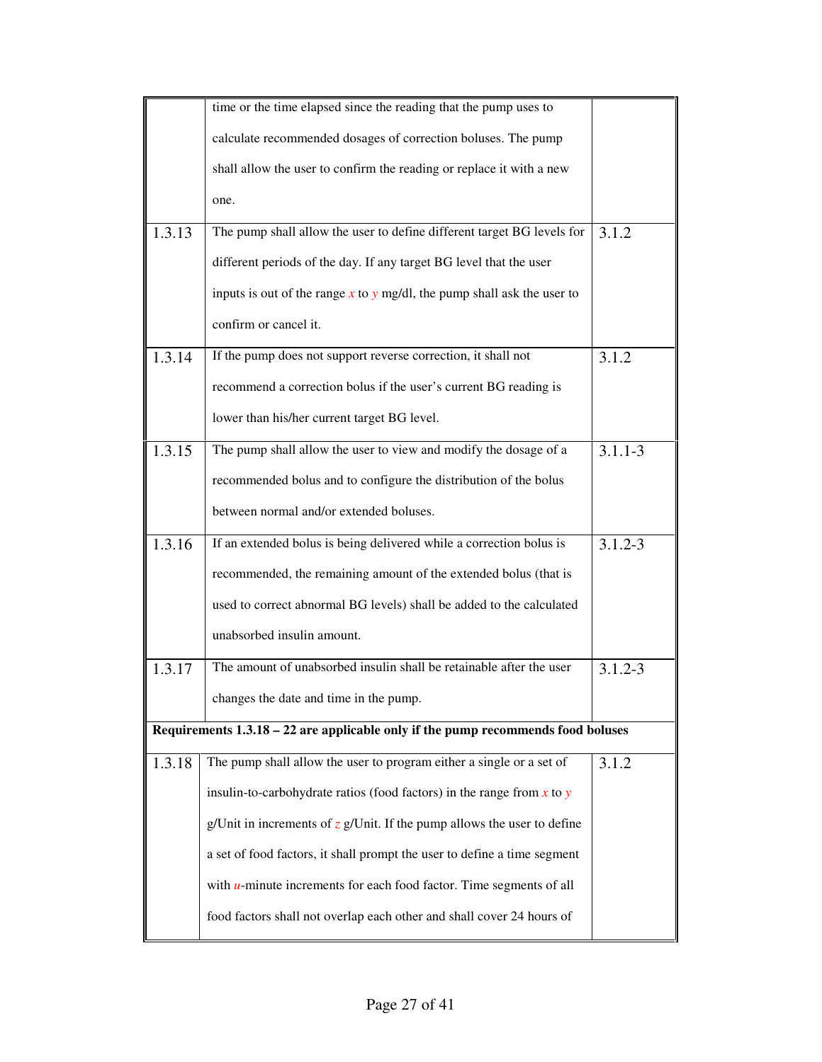| | | |
|---|---|---|
| | time or the time elapsed since the reading that the pump uses to calculate recommended dosages of correction boluses. The pump shall allow the user to confirm the reading or replace it with a new one. | |
| 1.3.13 | The pump shall allow the user to define different target BG levels for different periods of the day. If any target BG level that the user inputs is out of the range $x$ to $y$ mg/dl, the pump shall ask the user to confirm or cancel it. | 3.1.2 |
| 1.3.14 | If the pump does not support reverse correction, it shall not recommend a correction bolus if the user's current BG reading is lower than his/her current target BG level. | 3.1.2 |
| 1.3.15 | The pump shall allow the user to view and modify the dosage of a recommended bolus and to configure the distribution of the bolus between normal and/or extended boluses. | 3.1.1-3 |
| 1.3.16 | If an extended bolus is being delivered while a correction bolus is recommended, the remaining amount of the extended bolus (that is used to correct abnormal BG levels) shall be added to the calculated unabsorbed insulin amount. | 3.1.2-3 |
| 1.3.17 | The amount of unabsorbed insulin shall be retainable after the user changes the date and time in the pump. | 3.1.2-3 |
| **Requirements 1.3.18 – 22 are applicable only if the pump recommends food boluses** | | |
| 1.3.18 | The pump shall allow the user to program either a single or a set of insulin-to-carbohydrate ratios (food factors) in the range from $x$ to $y$ g/Unit in increments of $z$ g/Unit. If the pump allows the user to define a set of food factors, it shall prompt the user to define a time segment with $u$-minute increments for each food factor. Time segments of all food factors shall not overlap each other and shall cover 24 hours of | 3.1.2 |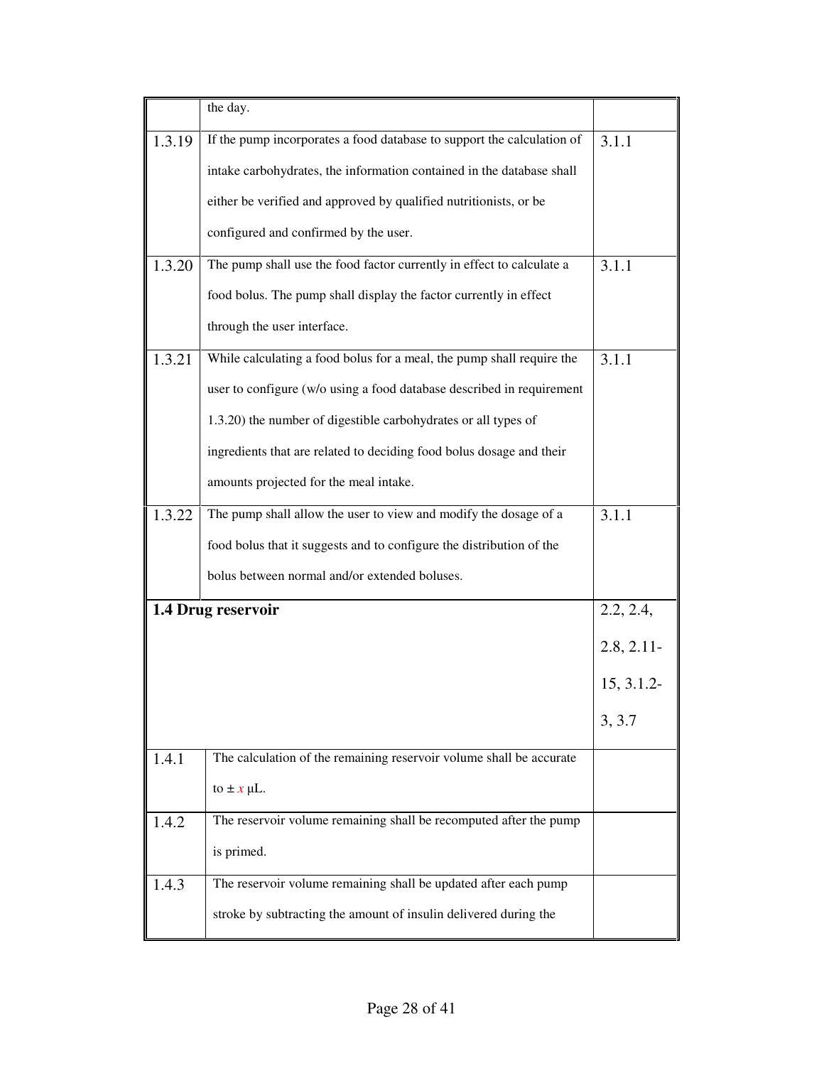|  |  |  |
|---|---|---|
|  | the day. |  |
| 1.3.19 | If the pump incorporates a food database to support the calculation of intake carbohydrates, the information contained in the database shall either be verified and approved by qualified nutritionists, or be configured and confirmed by the user. | 3.1.1 |
| 1.3.20 | The pump shall use the food factor currently in effect to calculate a food bolus. The pump shall display the factor currently in effect through the user interface. | 3.1.1 |
| 1.3.21 | While calculating a food bolus for a meal, the pump shall require the user to configure (w/o using a food database described in requirement 1.3.20) the number of digestible carbohydrates or all types of ingredients that are related to deciding food bolus dosage and their amounts projected for the meal intake. | 3.1.1 |
| 1.3.22 | The pump shall allow the user to view and modify the dosage of a food bolus that it suggests and to configure the distribution of the bolus between normal and/or extended boluses. | 3.1.1 |
| **1.4 Drug reservoir** |  | 2.2, 2.4, 2.8, 2.11-15, 3.1.2-3, 3.7 |
| 1.4.1 | The calculation of the remaining reservoir volume shall be accurate to ± $x$ μL. |  |
| 1.4.2 | The reservoir volume remaining shall be recomputed after the pump is primed. |  |
| 1.4.3 | The reservoir volume remaining shall be updated after each pump stroke by subtracting the amount of insulin delivered during the |  |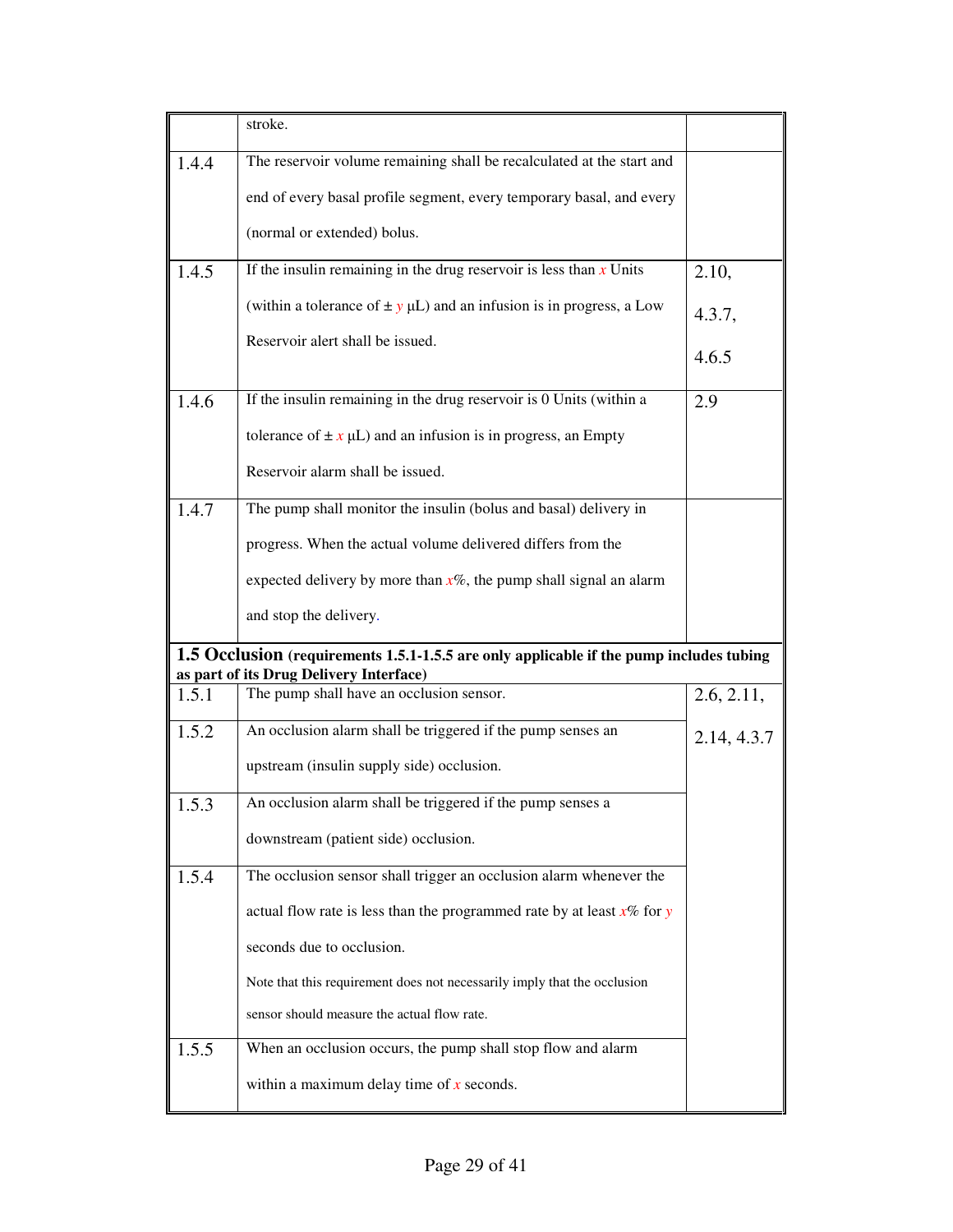| | | |
|---|---|---|
| | stroke. | |
| 1.4.4 | The reservoir volume remaining shall be recalculated at the start and end of every basal profile segment, every temporary basal, and every (normal or extended) bolus. | |
| 1.4.5 | If the insulin remaining in the drug reservoir is less than *x* Units (within a tolerance of ± *y* μL) and an infusion is in progress, a Low Reservoir alert shall be issued. | 2.10, 4.3.7, 4.6.5 |
| 1.4.6 | If the insulin remaining in the drug reservoir is 0 Units (within a tolerance of ± *x* μL) and an infusion is in progress, an Empty Reservoir alarm shall be issued. | 2.9 |
| 1.4.7 | The pump shall monitor the insulin (bolus and basal) delivery in progress. When the actual volume delivered differs from the expected delivery by more than *x*%, the pump shall signal an alarm and stop the delivery. | |
| **1.5 Occlusion (requirements 1.5.1-1.5.5 are only applicable if the pump includes tubing as part of its Drug Delivery Interface)** | | |
| 1.5.1 | The pump shall have an occlusion sensor. | 2.6, 2.11, 2.14, 4.3.7 |
| 1.5.2 | An occlusion alarm shall be triggered if the pump senses an upstream (insulin supply side) occlusion. | |
| 1.5.3 | An occlusion alarm shall be triggered if the pump senses a downstream (patient side) occlusion. | |
| 1.5.4 | The occlusion sensor shall trigger an occlusion alarm whenever the actual flow rate is less than the programmed rate by at least *x*% for *y* seconds due to occlusion.<br><br>Note that this requirement does not necessarily imply that the occlusion sensor should measure the actual flow rate. | |
| 1.5.5 | When an occlusion occurs, the pump shall stop flow and alarm within a maximum delay time of *x* seconds. | |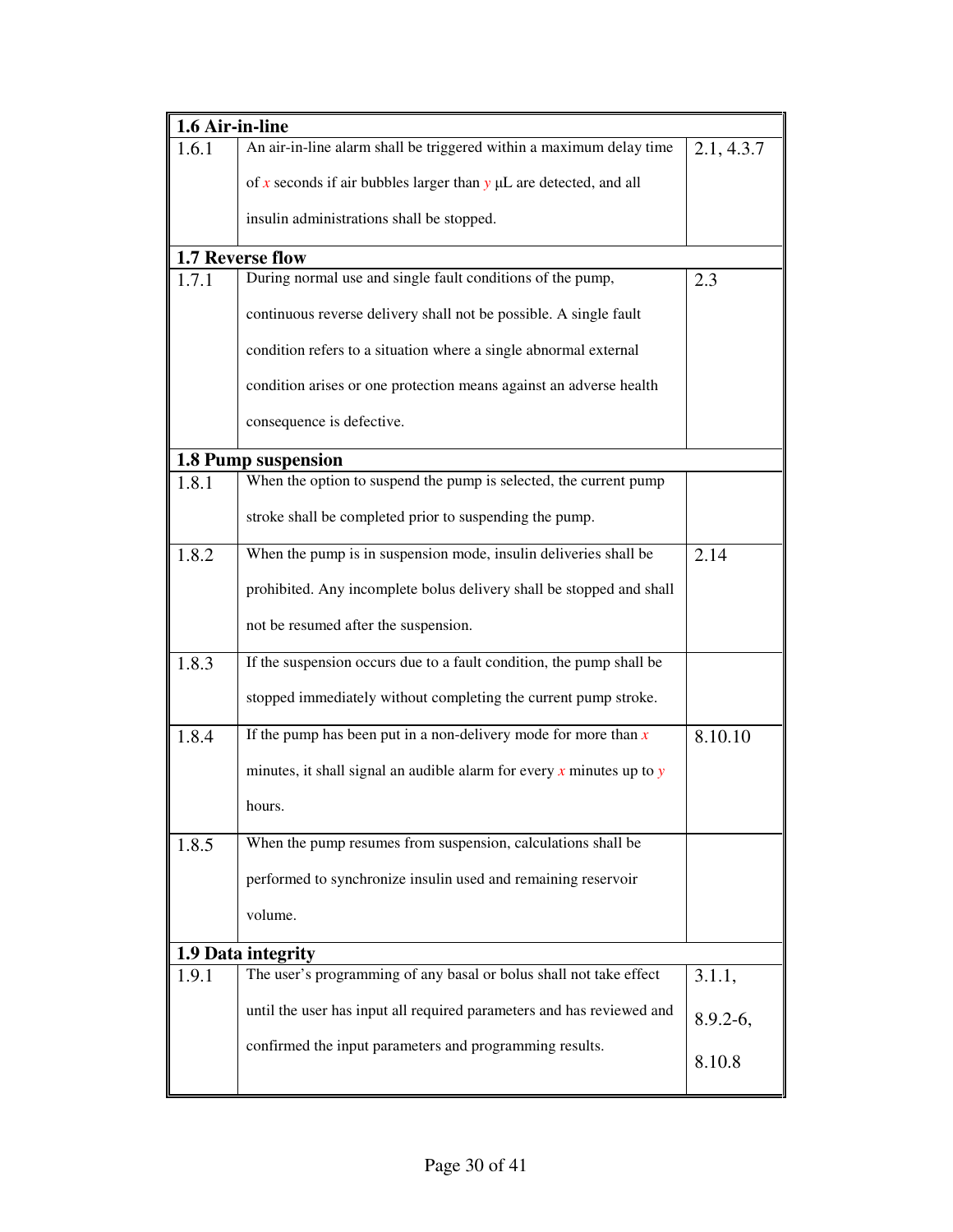| | | |
|---|---|---|
| **1.6 Air-in-line** | | |
| 1.6.1 | An air-in-line alarm shall be triggered within a maximum delay time of $x$ seconds if air bubbles larger than $y$ μL are detected, and all insulin administrations shall be stopped. | 2.1, 4.3.7 |
| **1.7 Reverse flow** | | |
| 1.7.1 | During normal use and single fault conditions of the pump, continuous reverse delivery shall not be possible. A single fault condition refers to a situation where a single abnormal external condition arises or one protection means against an adverse health consequence is defective. | 2.3 |
| **1.8 Pump suspension** | | |
| 1.8.1 | When the option to suspend the pump is selected, the current pump stroke shall be completed prior to suspending the pump. | |
| 1.8.2 | When the pump is in suspension mode, insulin deliveries shall be prohibited. Any incomplete bolus delivery shall be stopped and shall not be resumed after the suspension. | 2.14 |
| 1.8.3 | If the suspension occurs due to a fault condition, the pump shall be stopped immediately without completing the current pump stroke. | |
| 1.8.4 | If the pump has been put in a non-delivery mode for more than $x$ minutes, it shall signal an audible alarm for every $x$ minutes up to $y$ hours. | 8.10.10 |
| 1.8.5 | When the pump resumes from suspension, calculations shall be performed to synchronize insulin used and remaining reservoir volume. | |
| **1.9 Data integrity** | | |
| 1.9.1 | The user's programming of any basal or bolus shall not take effect until the user has input all required parameters and has reviewed and confirmed the input parameters and programming results. | 3.1.1, 8.9.2-6, 8.10.8 |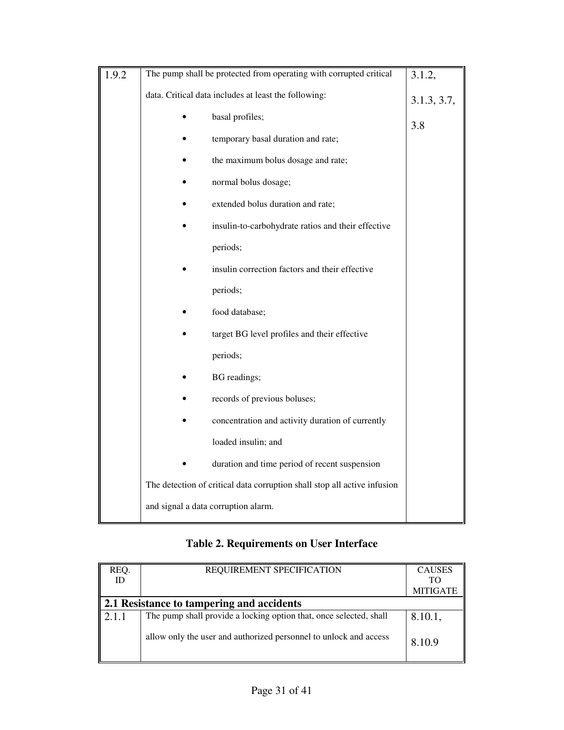| | | |
|---|---|---|
| 1.9.2 | The pump shall be protected from operating with corrupted critical data. Critical data includes at least the following:<br>• basal profiles;<br>• temporary basal duration and rate;<br>• the maximum bolus dosage and rate;<br>• normal bolus dosage;<br>• extended bolus duration and rate;<br>• insulin-to-carbohydrate ratios and their effective periods;<br>• insulin correction factors and their effective periods;<br>• food database;<br>• target BG level profiles and their effective periods;<br>• BG readings;<br>• records of previous boluses;<br>• concentration and activity duration of currently loaded insulin; and<br>• duration and time period of recent suspension<br>The detection of critical data corruption shall stop all active infusion and signal a data corruption alarm. | 3.1.2, 3.1.3, 3.7, 3.8 |

**Table 2. Requirements on User Interface**

| REQ. ID | REQUIREMENT SPECIFICATION | CAUSES TO MITIGATE |
|---|---|---|
| **2.1 Resistance to tampering and accidents** | | |
| 2.1.1 | The pump shall provide a locking option that, once selected, shall allow only the user and authorized personnel to unlock and access | 8.10.1, 8.10.9 |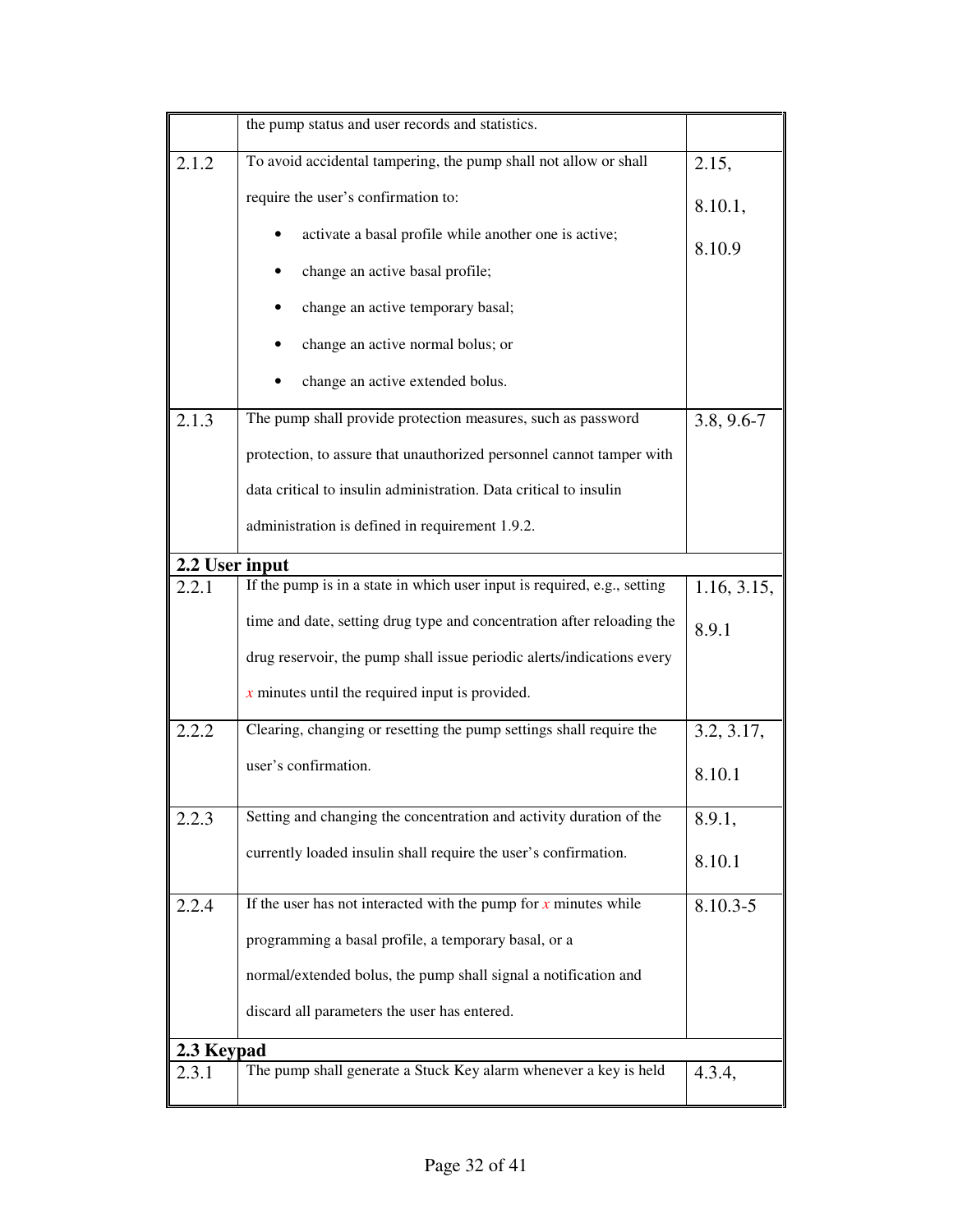| | | |
|---|---|---|
| | the pump status and user records and statistics. | |
| 2.1.2 | To avoid accidental tampering, the pump shall not allow or shall require the user's confirmation to:<br>• activate a basal profile while another one is active;<br>• change an active basal profile;<br>• change an active temporary basal;<br>• change an active normal bolus; or<br>• change an active extended bolus. | 2.15, 8.10.1, 8.10.9 |
| 2.1.3 | The pump shall provide protection measures, such as password protection, to assure that unauthorized personnel cannot tamper with data critical to insulin administration. Data critical to insulin administration is defined in requirement 1.9.2. | 3.8, 9.6-7 |
| **2.2 User input** | | |
| 2.2.1 | If the pump is in a state in which user input is required, e.g., setting time and date, setting drug type and concentration after reloading the drug reservoir, the pump shall issue periodic alerts/indications every $x$ minutes until the required input is provided. | 1.16, 3.15, 8.9.1 |
| 2.2.2 | Clearing, changing or resetting the pump settings shall require the user's confirmation. | 3.2, 3.17, 8.10.1 |
| 2.2.3 | Setting and changing the concentration and activity duration of the currently loaded insulin shall require the user's confirmation. | 8.9.1, 8.10.1 |
| 2.2.4 | If the user has not interacted with the pump for $x$ minutes while programming a basal profile, a temporary basal, or a normal/extended bolus, the pump shall signal a notification and discard all parameters the user has entered. | 8.10.3-5 |
| **2.3 Keypad** | | |
| 2.3.1 | The pump shall generate a Stuck Key alarm whenever a key is held | 4.3.4, |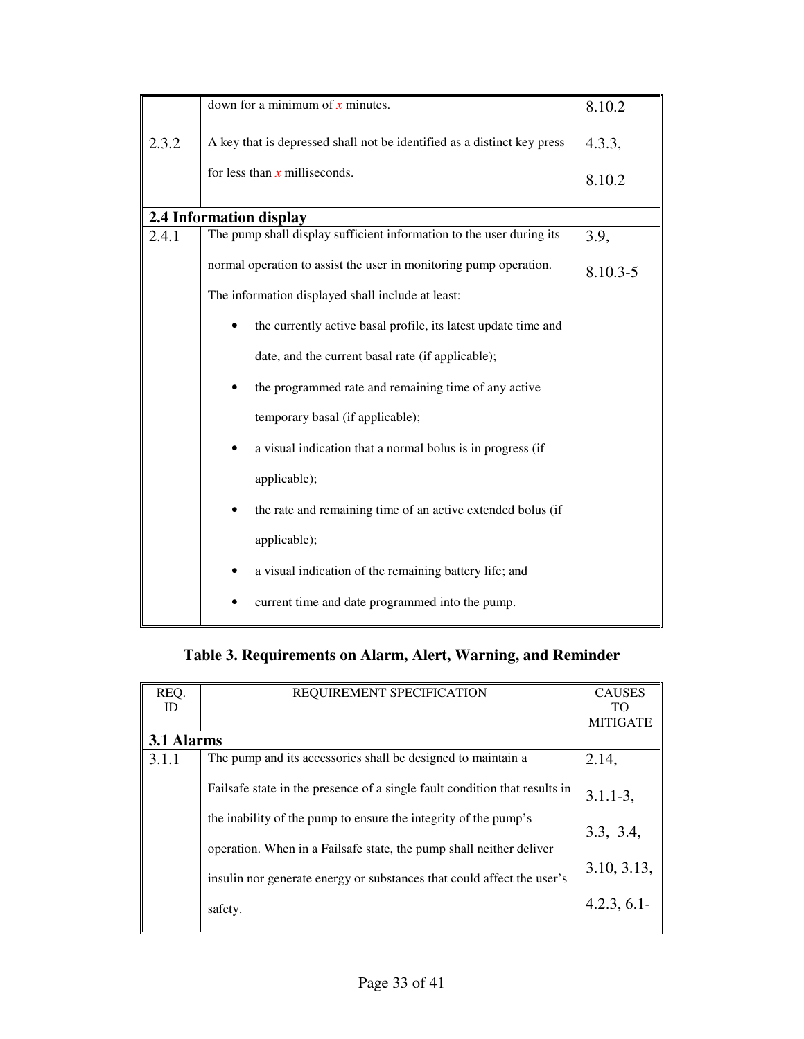| | | |
|---|---|---|
| | down for a minimum of *x* minutes. | 8.10.2 |
| 2.3.2 | A key that is depressed shall not be identified as a distinct key press for less than *x* milliseconds. | 4.3.3, 8.10.2 |
| **2.4 Information display** | | |
| 2.4.1 | The pump shall display sufficient information to the user during its normal operation to assist the user in monitoring pump operation. The information displayed shall include at least:<br>• the currently active basal profile, its latest update time and date, and the current basal rate (if applicable);<br>• the programmed rate and remaining time of any active temporary basal (if applicable);<br>• a visual indication that a normal bolus is in progress (if applicable);<br>• the rate and remaining time of an active extended bolus (if applicable);<br>• a visual indication of the remaining battery life; and<br>• current time and date programmed into the pump. | 3.9, 8.10.3-5 |

**Table 3. Requirements on Alarm, Alert, Warning, and Reminder**

| REQ. ID | REQUIREMENT SPECIFICATION | CAUSES TO MITIGATE |
|---|---|---|
| **3.1 Alarms** | | |
| 3.1.1 | The pump and its accessories shall be designed to maintain a Failsafe state in the presence of a single fault condition that results in the inability of the pump to ensure the integrity of the pump's operation. When in a Failsafe state, the pump shall neither deliver insulin nor generate energy or substances that could affect the user's safety. | 2.14, 3.1.1-3, 3.3, 3.4, 3.10, 3.13, 4.2.3, 6.1- |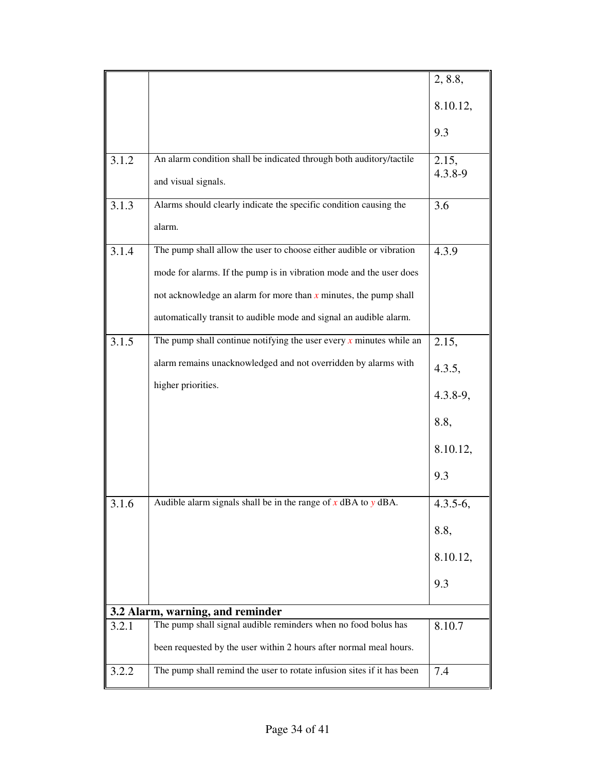| | | |
|---|---|---|
| | | 2, 8.8, 8.10.12, 9.3 |
| 3.1.2 | An alarm condition shall be indicated through both auditory/tactile and visual signals. | 2.15, 4.3.8-9 |
| 3.1.3 | Alarms should clearly indicate the specific condition causing the alarm. | 3.6 |
| 3.1.4 | The pump shall allow the user to choose either audible or vibration mode for alarms. If the pump is in vibration mode and the user does not acknowledge an alarm for more than $x$ minutes, the pump shall automatically transit to audible mode and signal an audible alarm. | 4.3.9 |
| 3.1.5 | The pump shall continue notifying the user every $x$ minutes while an alarm remains unacknowledged and not overridden by alarms with higher priorities. | 2.15, 4.3.5, 4.3.8-9, 8.8, 8.10.12, 9.3 |
| 3.1.6 | Audible alarm signals shall be in the range of $x$ dBA to $y$ dBA. | 4.3.5-6, 8.8, 8.10.12, 9.3 |
| **3.2 Alarm, warning, and reminder** | | |
| 3.2.1 | The pump shall signal audible reminders when no food bolus has been requested by the user within 2 hours after normal meal hours. | 8.10.7 |
| 3.2.2 | The pump shall remind the user to rotate infusion sites if it has been | 7.4 |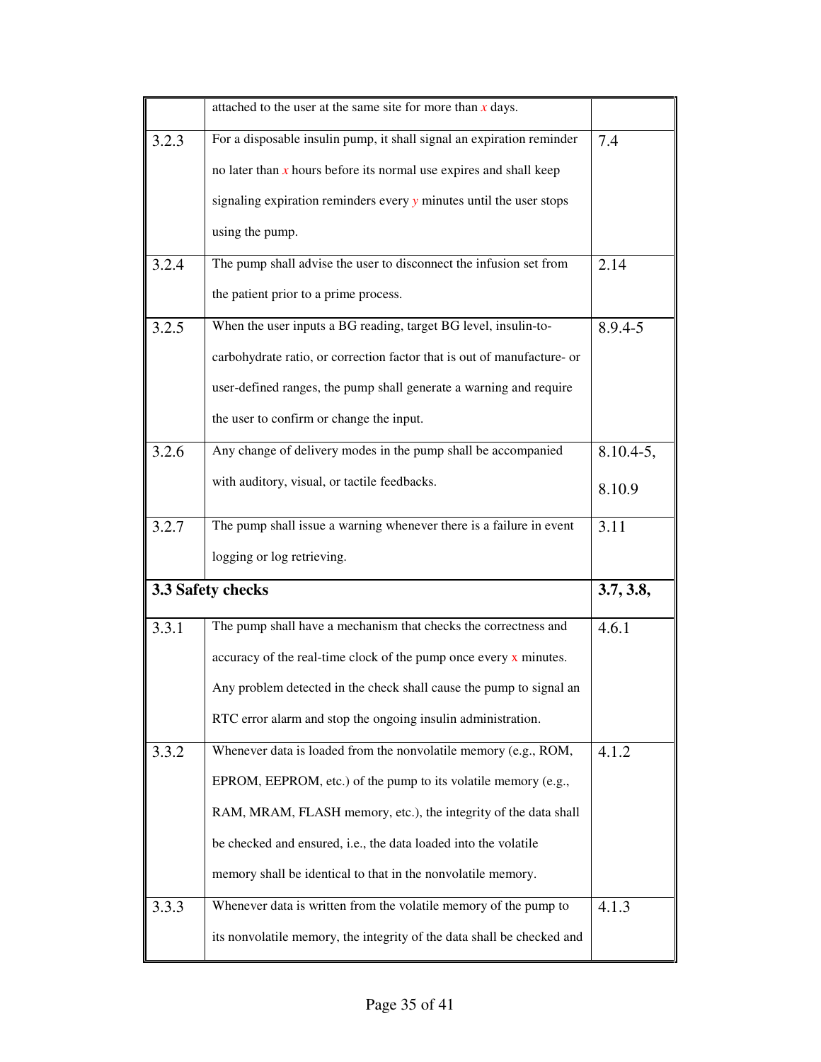|  |  |  |
|---|---|---|
|  | attached to the user at the same site for more than *x* days. |  |
| 3.2.3 | For a disposable insulin pump, it shall signal an expiration reminder no later than *x* hours before its normal use expires and shall keep signaling expiration reminders every *y* minutes until the user stops using the pump. | 7.4 |
| 3.2.4 | The pump shall advise the user to disconnect the infusion set from the patient prior to a prime process. | 2.14 |
| 3.2.5 | When the user inputs a BG reading, target BG level, insulin-to-carbohydrate ratio, or correction factor that is out of manufacture- or user-defined ranges, the pump shall generate a warning and require the user to confirm or change the input. | 8.9.4-5 |
| 3.2.6 | Any change of delivery modes in the pump shall be accompanied with auditory, visual, or tactile feedbacks. | 8.10.4-5, 8.10.9 |
| 3.2.7 | The pump shall issue a warning whenever there is a failure in event logging or log retrieving. | 3.11 |
| **3.3 Safety checks** |  | **3.7, 3.8,** |
| 3.3.1 | The pump shall have a mechanism that checks the correctness and accuracy of the real-time clock of the pump once every x minutes. Any problem detected in the check shall cause the pump to signal an RTC error alarm and stop the ongoing insulin administration. | 4.6.1 |
| 3.3.2 | Whenever data is loaded from the nonvolatile memory (e.g., ROM, EPROM, EEPROM, etc.) of the pump to its volatile memory (e.g., RAM, MRAM, FLASH memory, etc.), the integrity of the data shall be checked and ensured, i.e., the data loaded into the volatile memory shall be identical to that in the nonvolatile memory. | 4.1.2 |
| 3.3.3 | Whenever data is written from the volatile memory of the pump to its nonvolatile memory, the integrity of the data shall be checked and | 4.1.3 |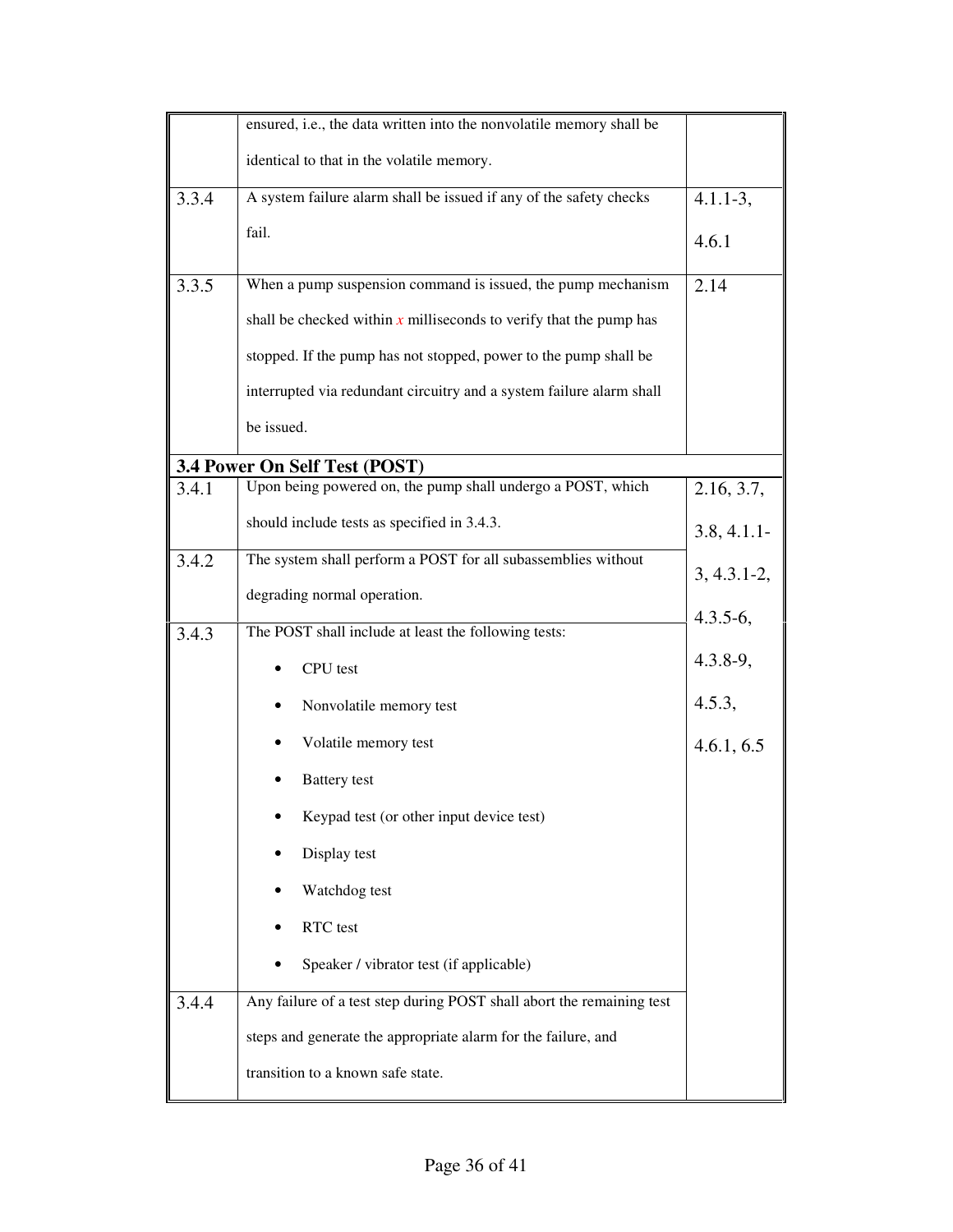| | | |
|---|---|---|
| | ensured, i.e., the data written into the nonvolatile memory shall be identical to that in the volatile memory. | |
| 3.3.4 | A system failure alarm shall be issued if any of the safety checks fail. | 4.1.1-3, 4.6.1 |
| 3.3.5 | When a pump suspension command is issued, the pump mechanism shall be checked within *x* milliseconds to verify that the pump has stopped. If the pump has not stopped, power to the pump shall be interrupted via redundant circuitry and a system failure alarm shall be issued. | 2.14 |
| **3.4 Power On Self Test (POST)** | | |
| 3.4.1 | Upon being powered on, the pump shall undergo a POST, which should include tests as specified in 3.4.3. | 2.16, 3.7, 3.8, 4.1.1-3, 4.3.1-2, 4.3.5-6, 4.3.8-9, 4.5.3, 4.6.1, 6.5 |
| 3.4.2 | The system shall perform a POST for all subassemblies without degrading normal operation. | |
| 3.4.3 | The POST shall include at least the following tests:<br>• CPU test<br>• Nonvolatile memory test<br>• Volatile memory test<br>• Battery test<br>• Keypad test (or other input device test)<br>• Display test<br>• Watchdog test<br>• RTC test<br>• Speaker / vibrator test (if applicable) | |
| 3.4.4 | Any failure of a test step during POST shall abort the remaining test steps and generate the appropriate alarm for the failure, and transition to a known safe state. | |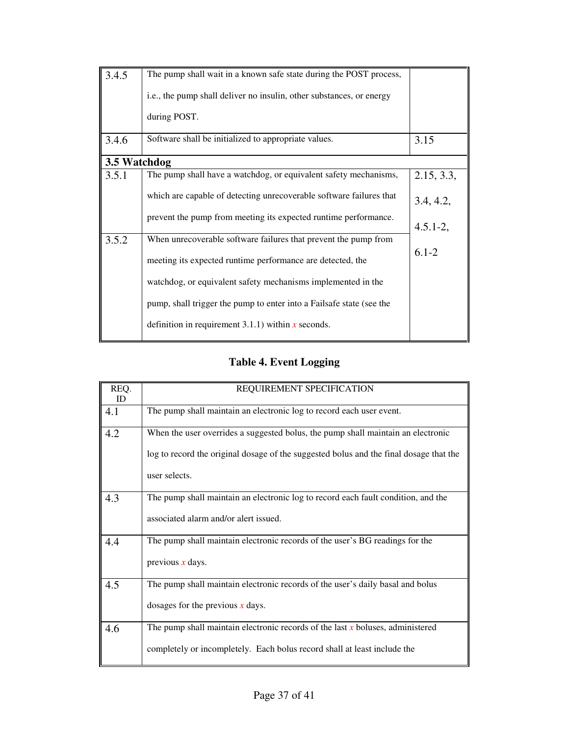| | | |
|---|---|---|
| 3.4.5 | The pump shall wait in a known safe state during the POST process, i.e., the pump shall deliver no insulin, other substances, or energy during POST. | |
| 3.4.6 | Software shall be initialized to appropriate values. | 3.15 |
| **3.5 Watchdog** | | |
| 3.5.1 | The pump shall have a watchdog, or equivalent safety mechanisms, which are capable of detecting unrecoverable software failures that prevent the pump from meeting its expected runtime performance. | 2.15, 3.3, 3.4, 4.2, 4.5.1-2, 6.1-2 |
| 3.5.2 | When unrecoverable software failures that prevent the pump from meeting its expected runtime performance are detected, the watchdog, or equivalent safety mechanisms implemented in the pump, shall trigger the pump to enter into a Failsafe state (see the definition in requirement 3.1.1) within *x* seconds. | |

**Table 4. Event Logging**

| REQ. ID | REQUIREMENT SPECIFICATION |
|---|---|
| 4.1 | The pump shall maintain an electronic log to record each user event. |
| 4.2 | When the user overrides a suggested bolus, the pump shall maintain an electronic log to record the original dosage of the suggested bolus and the final dosage that the user selects. |
| 4.3 | The pump shall maintain an electronic log to record each fault condition, and the associated alarm and/or alert issued. |
| 4.4 | The pump shall maintain electronic records of the user's BG readings for the previous *x* days. |
| 4.5 | The pump shall maintain electronic records of the user's daily basal and bolus dosages for the previous *x* days. |
| 4.6 | The pump shall maintain electronic records of the last *x* boluses, administered completely or incompletely. Each bolus record shall at least include the |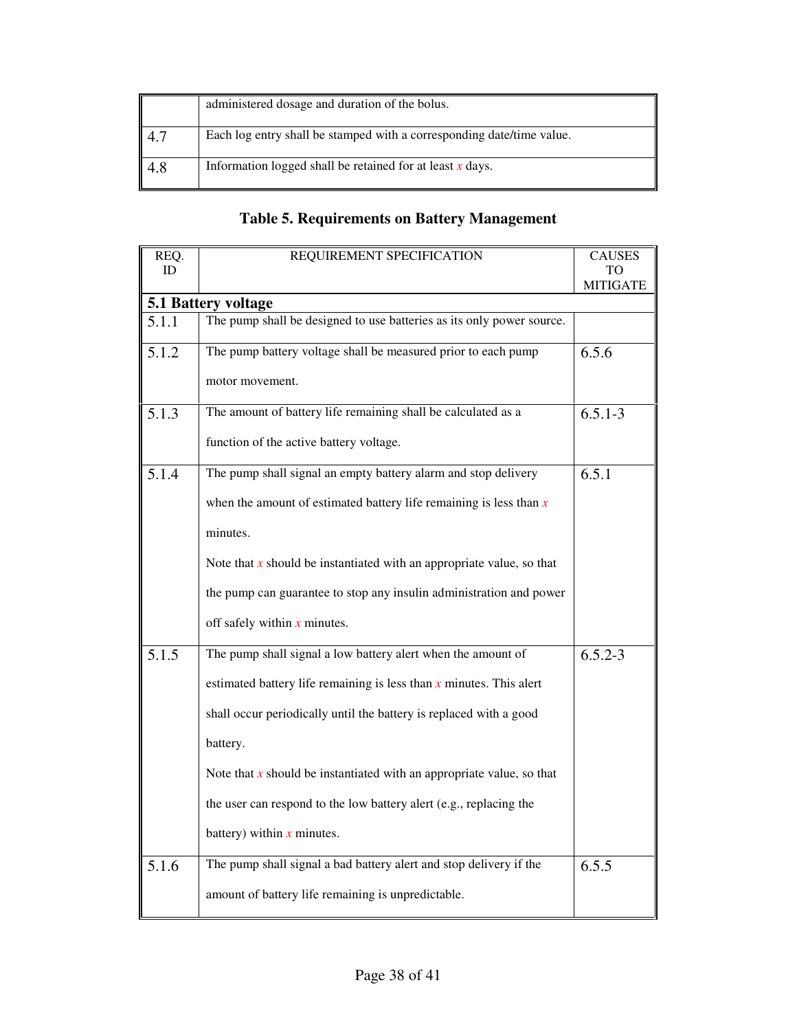| | |
|---|---|
| | administered dosage and duration of the bolus. |
| 4.7 | Each log entry shall be stamped with a corresponding date/time value. |
| 4.8 | Information logged shall be retained for at least *x* days. |

### Table 5. Requirements on Battery Management

| REQ. ID | REQUIREMENT SPECIFICATION | CAUSES TO MITIGATE |
|---|---|---|
| **5.1 Battery voltage** | | |
| 5.1.1 | The pump shall be designed to use batteries as its only power source. | |
| 5.1.2 | The pump battery voltage shall be measured prior to each pump motor movement. | 6.5.6 |
| 5.1.3 | The amount of battery life remaining shall be calculated as a function of the active battery voltage. | 6.5.1-3 |
| 5.1.4 | The pump shall signal an empty battery alarm and stop delivery when the amount of estimated battery life remaining is less than *x* minutes.<br>Note that *x* should be instantiated with an appropriate value, so that the pump can guarantee to stop any insulin administration and power off safely within *x* minutes. | 6.5.1 |
| 5.1.5 | The pump shall signal a low battery alert when the amount of estimated battery life remaining is less than *x* minutes. This alert shall occur periodically until the battery is replaced with a good battery.<br>Note that *x* should be instantiated with an appropriate value, so that the user can respond to the low battery alert (e.g., replacing the battery) within *x* minutes. | 6.5.2-3 |
| 5.1.6 | The pump shall signal a bad battery alert and stop delivery if the amount of battery life remaining is unpredictable. | 6.5.5 |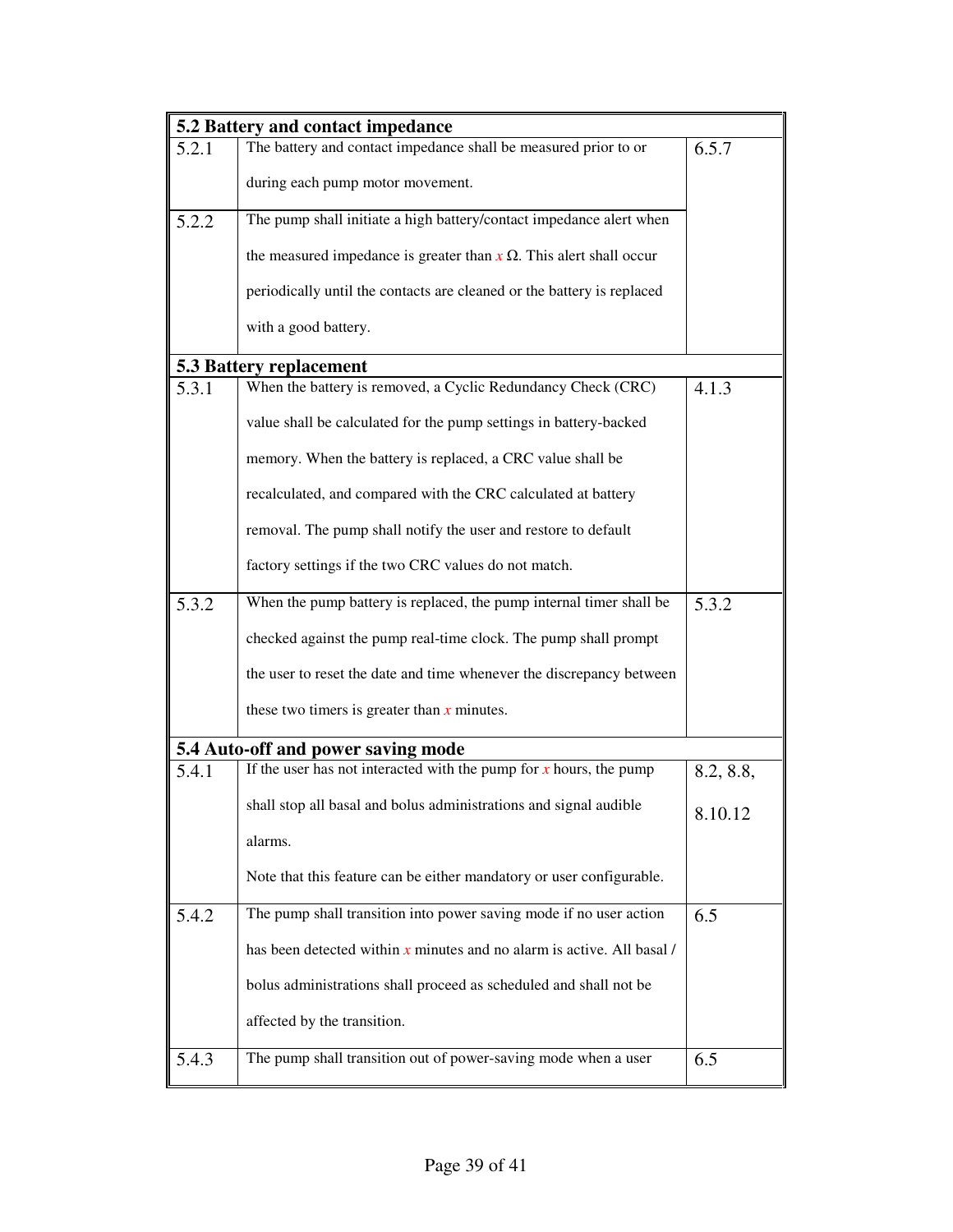| 5.2 Battery and contact impedance | | |
|---|---|---|
| 5.2.1 | The battery and contact impedance shall be measured prior to or during each pump motor movement. | 6.5.7 |
| 5.2.2 | The pump shall initiate a high battery/contact impedance alert when the measured impedance is greater than $x$ Ω. This alert shall occur periodically until the contacts are cleaned or the battery is replaced with a good battery. | |
| **5.3 Battery replacement** | | |
| 5.3.1 | When the battery is removed, a Cyclic Redundancy Check (CRC) value shall be calculated for the pump settings in battery-backed memory. When the battery is replaced, a CRC value shall be recalculated, and compared with the CRC calculated at battery removal. The pump shall notify the user and restore to default factory settings if the two CRC values do not match. | 4.1.3 |
| 5.3.2 | When the pump battery is replaced, the pump internal timer shall be checked against the pump real-time clock. The pump shall prompt the user to reset the date and time whenever the discrepancy between these two timers is greater than $x$ minutes. | 5.3.2 |
| **5.4 Auto-off and power saving mode** | | |
| 5.4.1 | If the user has not interacted with the pump for $x$ hours, the pump shall stop all basal and bolus administrations and signal audible alarms. Note that this feature can be either mandatory or user configurable. | 8.2, 8.8, 8.10.12 |
| 5.4.2 | The pump shall transition into power saving mode if no user action has been detected within $x$ minutes and no alarm is active. All basal / bolus administrations shall proceed as scheduled and shall not be affected by the transition. | 6.5 |
| 5.4.3 | The pump shall transition out of power-saving mode when a user | 6.5 |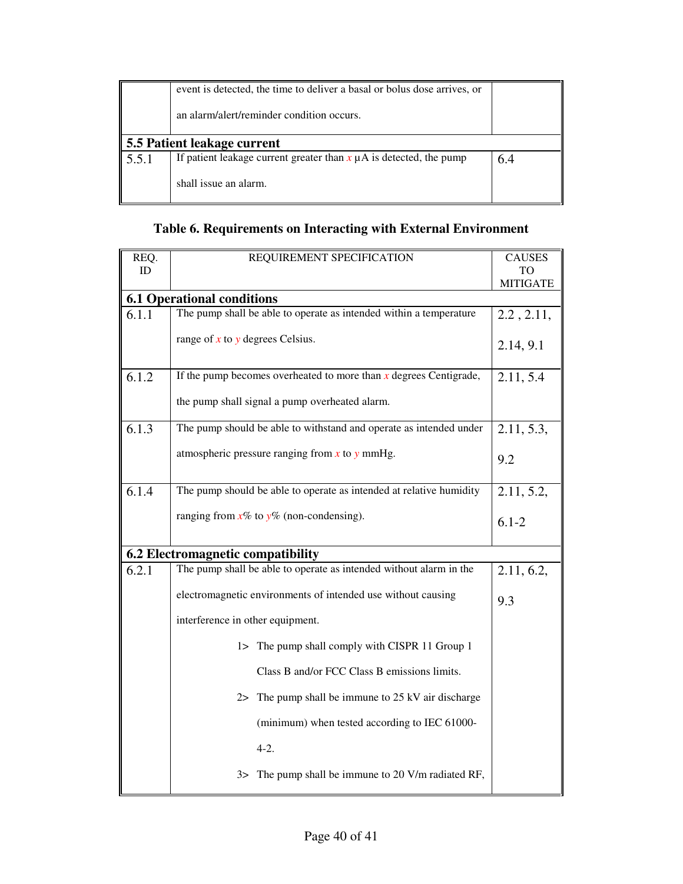| | | |
|---|---|---|
| | event is detected, the time to deliver a basal or bolus dose arrives, or an alarm/alert/reminder condition occurs. | |
| **5.5 Patient leakage current** | | |
| 5.5.1 | If patient leakage current greater than *x* μA is detected, the pump shall issue an alarm. | 6.4 |

**Table 6. Requirements on Interacting with External Environment**

| REQ. ID | REQUIREMENT SPECIFICATION | CAUSES TO MITIGATE |
|---|---|---|
| **6.1 Operational conditions** | | |
| 6.1.1 | The pump shall be able to operate as intended within a temperature range of *x* to *y* degrees Celsius. | 2.2 , 2.11, 2.14, 9.1 |
| 6.1.2 | If the pump becomes overheated to more than *x* degrees Centigrade, the pump shall signal a pump overheated alarm. | 2.11, 5.4 |
| 6.1.3 | The pump should be able to withstand and operate as intended under atmospheric pressure ranging from *x* to *y* mmHg. | 2.11, 5.3, 9.2 |
| 6.1.4 | The pump should be able to operate as intended at relative humidity ranging from *x*% to *y*% (non-condensing). | 2.11, 5.2, 6.1-2 |
| **6.2 Electromagnetic compatibility** | | |
| 6.2.1 | The pump shall be able to operate as intended without alarm in the electromagnetic environments of intended use without causing interference in other equipment.<br>1> The pump shall comply with CISPR 11 Group 1 Class B and/or FCC Class B emissions limits.<br>2> The pump shall be immune to 25 kV air discharge (minimum) when tested according to IEC 61000-4-2.<br>3> The pump shall be immune to 20 V/m radiated RF, | 2.11, 6.2, 9.3 |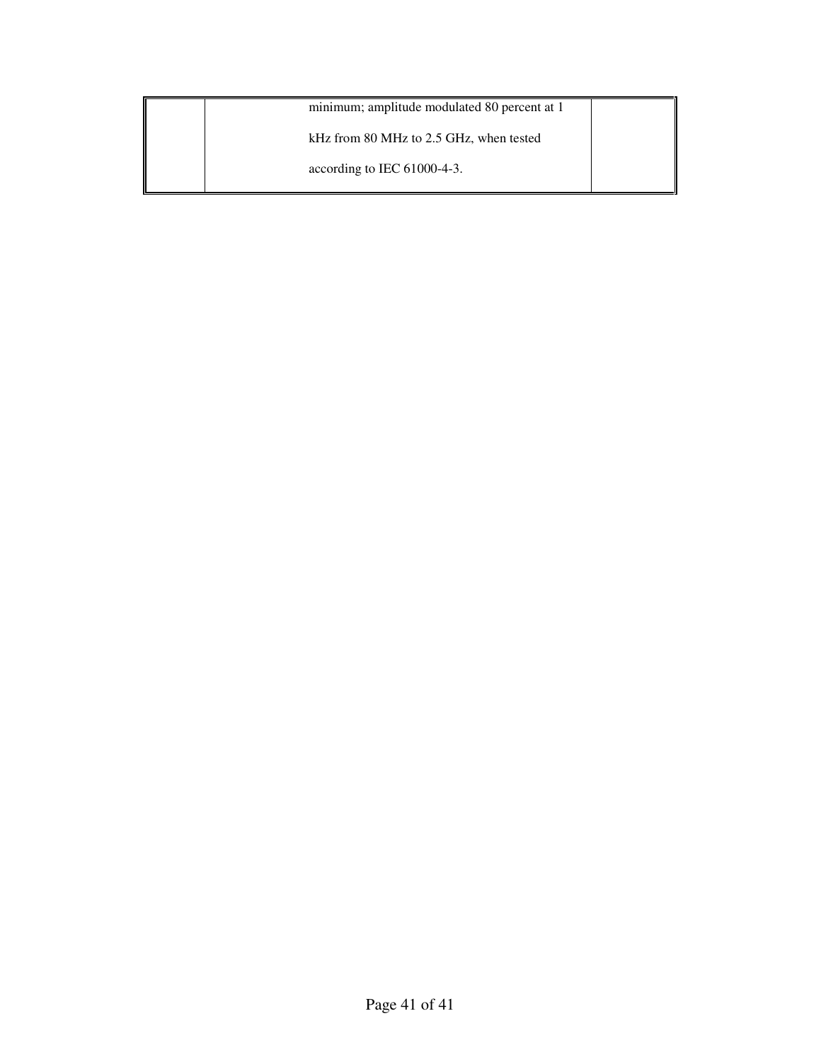| | | | |
|---|---|---|---|
| | | minimum; amplitude modulated 80 percent at 1 kHz from 80 MHz to 2.5 GHz, when tested according to IEC 61000-4-3. | |